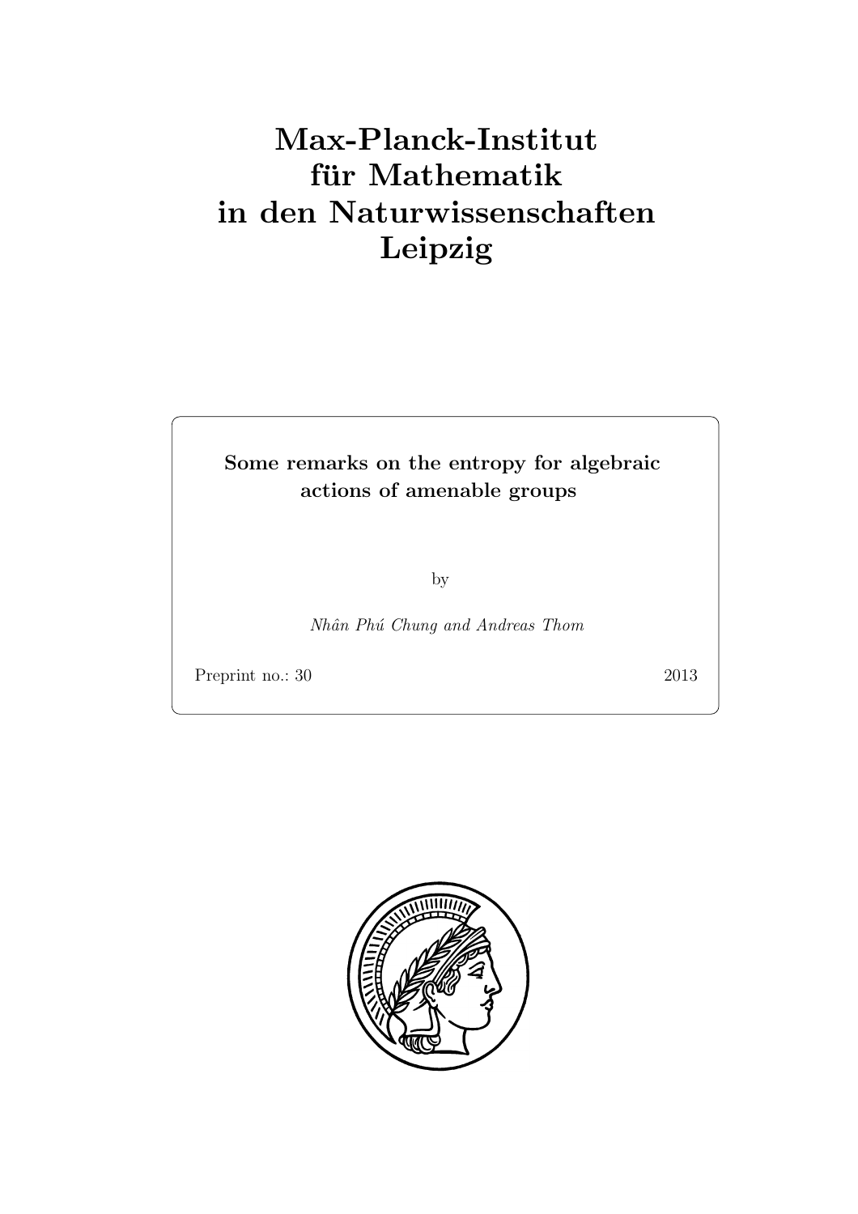# Max-Planck-Institut für Mathematik in den Naturwissenschaften Leipzig

**Some remarks on the entropy for algebraic actions of amenable groups**

by

*Nhân Phú Chung and Andreas Thom*

Preprint no.: 30

2013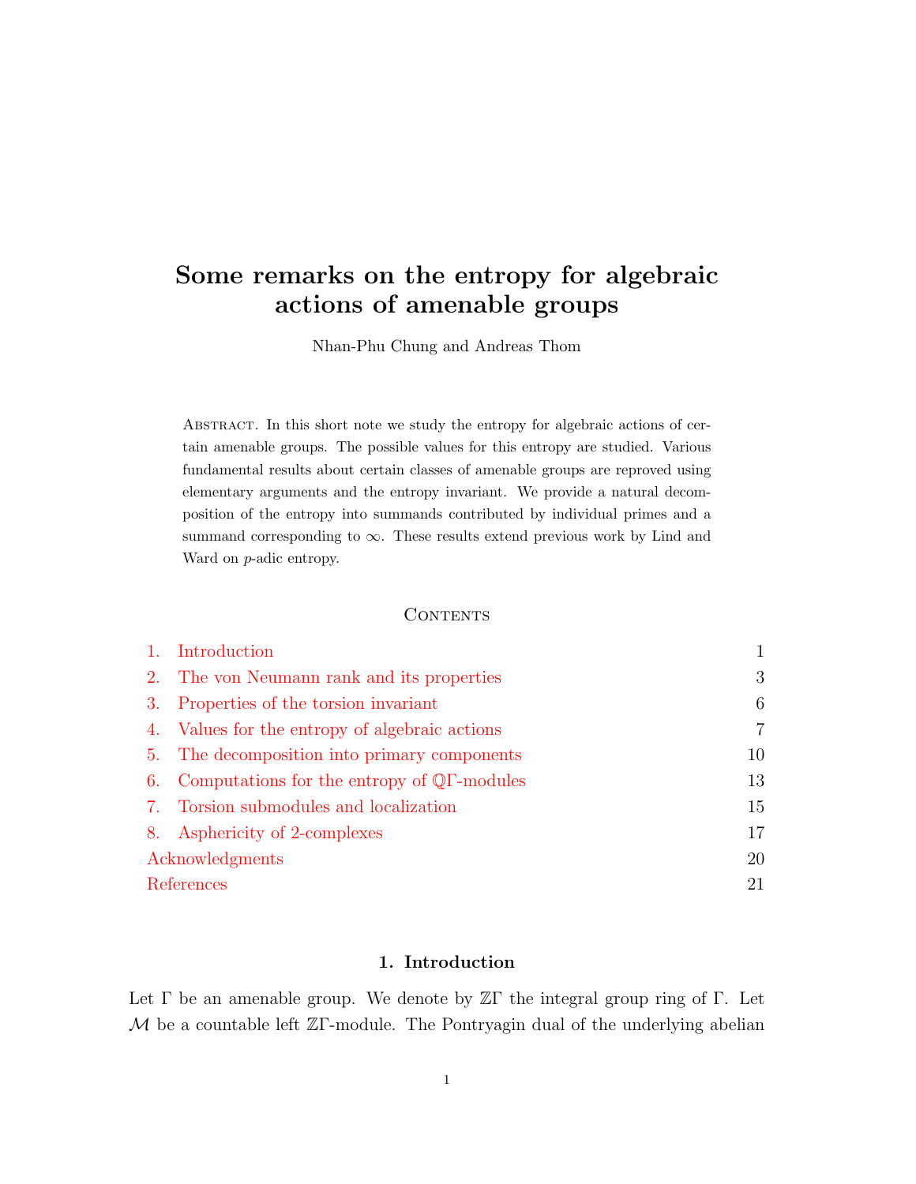# Some remarks on the entropy for algebraic actions of amenable groups

Nhan-Phu Chung and Andreas Thom

Abstract. In this short note we study the entropy for algebraic actions of certain amenable groups. The possible values for this entropy are studied. Various fundamental results about certain classes of amenable groups are reproved using elementary arguments and the entropy invariant. We provide a natural decomposition of the entropy into summands contributed by individual primes and a summand corresponding to $\infty$. These results extend previous work by Lind and Ward on $p$-adic entropy.

## Contents

| | | |
|---|---|---|
| 1. | Introduction | 1 |
| 2. | The von Neumann rank and its properties | 3 |
| 3. | Properties of the torsion invariant | 6 |
| 4. | Values for the entropy of algebraic actions | 7 |
| 5. | The decomposition into primary components | 10 |
| 6. | Computations for the entropy of $\mathbb{Q}\Gamma$-modules | 13 |
| 7. | Torsion submodules and localization | 15 |
| 8. | Asphericity of 2-complexes | 17 |
| | Acknowledgments | 20 |
| | References | 21 |

## 1. Introduction

Let $\Gamma$ be an amenable group. We denote by $\mathbb{Z}\Gamma$ the integral group ring of $\Gamma$. Let $\mathcal{M}$ be a countable left $\mathbb{Z}\Gamma$-module. The Pontryagin dual of the underlying abelian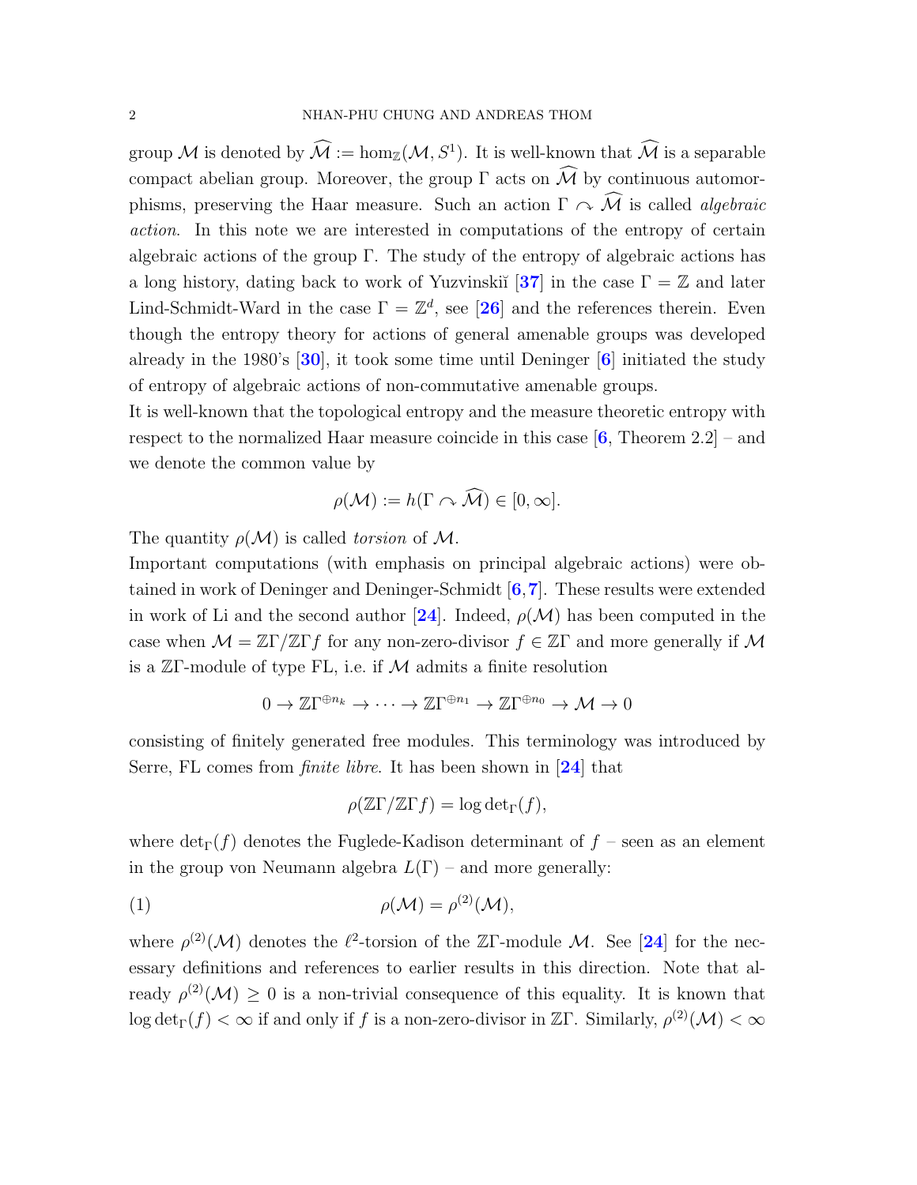group $\mathcal{M}$ is denoted by $\widehat{\mathcal{M}} := \hom_{\mathbb{Z}}(\mathcal{M}, S^1)$. It is well-known that $\widehat{\mathcal{M}}$ is a separable compact abelian group. Moreover, the group $\Gamma$ acts on $\widehat{\mathcal{M}}$ by continuous automorphisms, preserving the Haar measure. Such an action $\Gamma \curvearrowright \widehat{\mathcal{M}}$ is called *algebraic action*. In this note we are interested in computations of the entropy of certain algebraic actions of the group $\Gamma$. The study of the entropy of algebraic actions has a long history, dating back to work of Yuzvinskiĭ [**37**] in the case $\Gamma = \mathbb{Z}$ and later Lind-Schmidt-Ward in the case $\Gamma = \mathbb{Z}^d$, see [**26**] and the references therein. Even though the entropy theory for actions of general amenable groups was developed already in the 1980's [**30**], it took some time until Deninger [**6**] initiated the study of entropy of algebraic actions of non-commutative amenable groups.

It is well-known that the topological entropy and the measure theoretic entropy with respect to the normalized Haar measure coincide in this case [**6**, Theorem 2.2] – and we denote the common value by

$$\rho(\mathcal{M}) := h(\Gamma \curvearrowright \widehat{\mathcal{M}}) \in [0, \infty].$$

The quantity $\rho(\mathcal{M})$ is called *torsion* of $\mathcal{M}$.

Important computations (with emphasis on principal algebraic actions) were obtained in work of Deninger and Deninger-Schmidt [**6**,**7**]. These results were extended in work of Li and the second author [**24**]. Indeed, $\rho(\mathcal{M})$ has been computed in the case when $\mathcal{M} = \mathbb{Z}\Gamma/\mathbb{Z}\Gamma f$ for any non-zero-divisor $f \in \mathbb{Z}\Gamma$ and more generally if $\mathcal{M}$ is a $\mathbb{Z}\Gamma$-module of type FL, i.e. if $\mathcal{M}$ admits a finite resolution

$$0 \to \mathbb{Z}\Gamma^{\oplus n_k} \to \cdots \to \mathbb{Z}\Gamma^{\oplus n_1} \to \mathbb{Z}\Gamma^{\oplus n_0} \to \mathcal{M} \to 0$$

consisting of finitely generated free modules. This terminology was introduced by Serre, FL comes from *finite libre*. It has been shown in [**24**] that

$$\rho(\mathbb{Z}\Gamma/\mathbb{Z}\Gamma f) = \log \det{}_\Gamma(f),$$

where $\det_\Gamma(f)$ denotes the Fuglede-Kadison determinant of $f$ – seen as an element in the group von Neumann algebra $L(\Gamma)$ – and more generally:

$$\rho(\mathcal{M}) = \rho^{(2)}(\mathcal{M}), \tag{1}$$

where $\rho^{(2)}(\mathcal{M})$ denotes the $\ell^2$-torsion of the $\mathbb{Z}\Gamma$-module $\mathcal{M}$. See [**24**] for the necessary definitions and references to earlier results in this direction. Note that already $\rho^{(2)}(\mathcal{M}) \geq 0$ is a non-trivial consequence of this equality. It is known that $\log \det_\Gamma(f) < \infty$ if and only if $f$ is a non-zero-divisor in $\mathbb{Z}\Gamma$. Similarly, $\rho^{(2)}(\mathcal{M}) < \infty$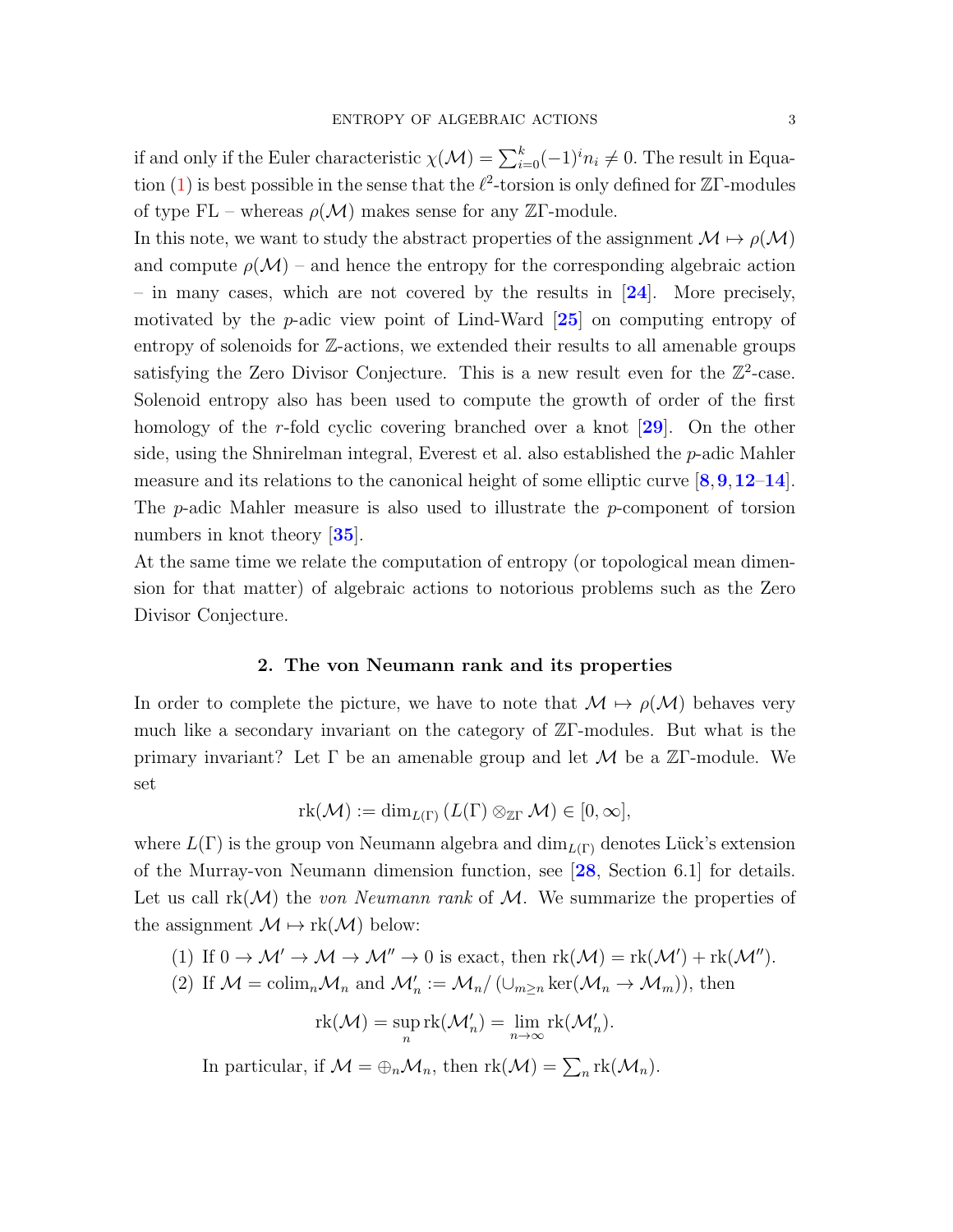if and only if the Euler characteristic $\chi(\mathcal{M}) = \sum_{i=0}^{k}(-1)^i n_i \neq 0$. The result in Equation (1) is best possible in the sense that the $\ell^2$-torsion is only defined for $\mathbb{Z}\Gamma$-modules of type FL – whereas $\rho(\mathcal{M})$ makes sense for any $\mathbb{Z}\Gamma$-module.

In this note, we want to study the abstract properties of the assignment $\mathcal{M} \mapsto \rho(\mathcal{M})$ and compute $\rho(\mathcal{M})$ – and hence the entropy for the corresponding algebraic action – in many cases, which are not covered by the results in [24]. More precisely, motivated by the $p$-adic view point of Lind-Ward [25] on computing entropy of entropy of solenoids for $\mathbb{Z}$-actions, we extended their results to all amenable groups satisfying the Zero Divisor Conjecture. This is a new result even for the $\mathbb{Z}^2$-case. Solenoid entropy also has been used to compute the growth of order of the first homology of the $r$-fold cyclic covering branched over a knot [29]. On the other side, using the Shnirelman integral, Everest et al. also established the $p$-adic Mahler measure and its relations to the canonical height of some elliptic curve [8, 9, 12–14]. The $p$-adic Mahler measure is also used to illustrate the $p$-component of torsion numbers in knot theory [35].

At the same time we relate the computation of entropy (or topological mean dimension for that matter) of algebraic actions to notorious problems such as the Zero Divisor Conjecture.

## 2. The von Neumann rank and its properties

In order to complete the picture, we have to note that $\mathcal{M} \mapsto \rho(\mathcal{M})$ behaves very much like a secondary invariant on the category of $\mathbb{Z}\Gamma$-modules. But what is the primary invariant? Let $\Gamma$ be an amenable group and let $\mathcal{M}$ be a $\mathbb{Z}\Gamma$-module. We set

$$\operatorname{rk}(\mathcal{M}) := \dim_{L(\Gamma)}\left(L(\Gamma) \otimes_{\mathbb{Z}\Gamma} \mathcal{M}\right) \in [0, \infty],$$

where $L(\Gamma)$ is the group von Neumann algebra and $\dim_{L(\Gamma)}$ denotes Lück's extension of the Murray-von Neumann dimension function, see [28, Section 6.1] for details. Let us call $\operatorname{rk}(\mathcal{M})$ the *von Neumann rank* of $\mathcal{M}$. We summarize the properties of the assignment $\mathcal{M} \mapsto \operatorname{rk}(\mathcal{M})$ below:

(1) If $0 \to \mathcal{M}' \to \mathcal{M} \to \mathcal{M}'' \to 0$ is exact, then $\operatorname{rk}(\mathcal{M}) = \operatorname{rk}(\mathcal{M}') + \operatorname{rk}(\mathcal{M}'')$.

(2) If $\mathcal{M} = \operatorname{colim}_n \mathcal{M}_n$ and $\mathcal{M}'_n := \mathcal{M}_n / \left(\cup_{m \geq n} \ker(\mathcal{M}_n \to \mathcal{M}_m)\right)$, then

$$\operatorname{rk}(\mathcal{M}) = \sup_n \operatorname{rk}(\mathcal{M}'_n) = \lim_{n \to \infty} \operatorname{rk}(\mathcal{M}'_n).$$

In particular, if $\mathcal{M} = \oplus_n \mathcal{M}_n$, then $\operatorname{rk}(\mathcal{M}) = \sum_n \operatorname{rk}(\mathcal{M}_n)$.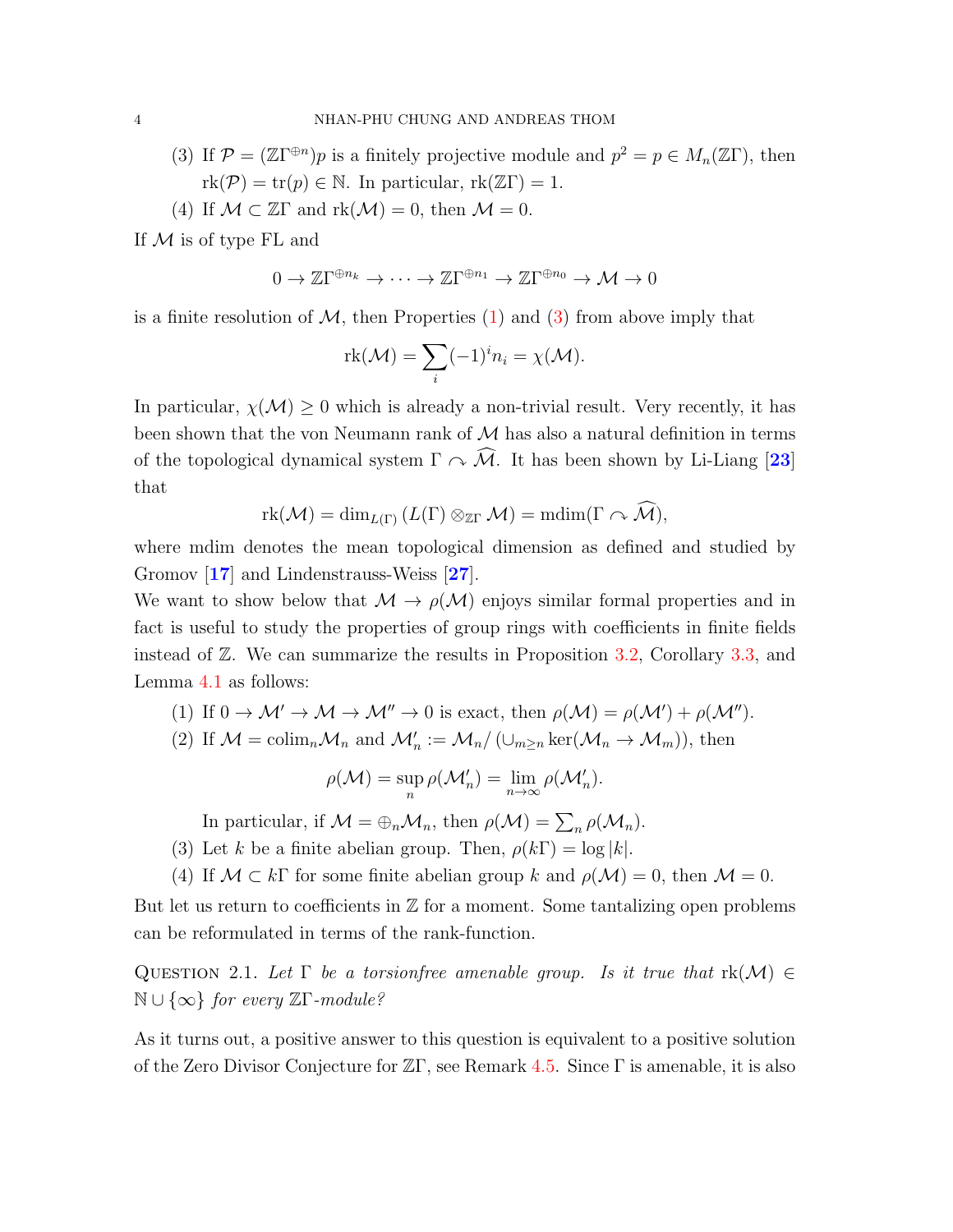(3) If $\mathcal{P} = (\mathbb{Z}\Gamma^{\oplus n})p$ is a finitely projective module and $p^2 = p \in M_n(\mathbb{Z}\Gamma)$, then $\operatorname{rk}(\mathcal{P}) = \operatorname{tr}(p) \in \mathbb{N}$. In particular, $\operatorname{rk}(\mathbb{Z}\Gamma) = 1$.

(4) If $\mathcal{M} \subset \mathbb{Z}\Gamma$ and $\operatorname{rk}(\mathcal{M}) = 0$, then $\mathcal{M} = 0$.

If $\mathcal{M}$ is of type FL and

$$0 \to \mathbb{Z}\Gamma^{\oplus n_k} \to \cdots \to \mathbb{Z}\Gamma^{\oplus n_1} \to \mathbb{Z}\Gamma^{\oplus n_0} \to \mathcal{M} \to 0$$

is a finite resolution of $\mathcal{M}$, then Properties (1) and (3) from above imply that

$$\operatorname{rk}(\mathcal{M}) = \sum_i (-1)^i n_i = \chi(\mathcal{M}).$$

In particular, $\chi(\mathcal{M}) \geq 0$ which is already a non-trivial result. Very recently, it has been shown that the von Neumann rank of $\mathcal{M}$ has also a natural definition in terms of the topological dynamical system $\Gamma \curvearrowright \widehat{\mathcal{M}}$. It has been shown by Li-Liang [23] that

$$\operatorname{rk}(\mathcal{M}) = \dim_{L(\Gamma)} \left(L(\Gamma) \otimes_{\mathbb{Z}\Gamma} \mathcal{M}\right) = \operatorname{mdim}(\Gamma \curvearrowright \widehat{\mathcal{M}}),$$

where mdim denotes the mean topological dimension as defined and studied by Gromov [17] and Lindenstrauss-Weiss [27].

We want to show below that $\mathcal{M} \to \rho(\mathcal{M})$ enjoys similar formal properties and in fact is useful to study the properties of group rings with coefficients in finite fields instead of $\mathbb{Z}$. We can summarize the results in Proposition 3.2, Corollary 3.3, and Lemma 4.1 as follows:

(1) If $0 \to \mathcal{M}' \to \mathcal{M} \to \mathcal{M}'' \to 0$ is exact, then $\rho(\mathcal{M}) = \rho(\mathcal{M}') + \rho(\mathcal{M}'')$.

(2) If $\mathcal{M} = \operatorname{colim}_n \mathcal{M}_n$ and $\mathcal{M}'_n := \mathcal{M}_n / \left(\cup_{m \geq n} \ker(\mathcal{M}_n \to \mathcal{M}_m)\right)$, then

$$\rho(\mathcal{M}) = \sup_n \rho(\mathcal{M}'_n) = \lim_{n \to \infty} \rho(\mathcal{M}'_n).$$

In particular, if $\mathcal{M} = \oplus_n \mathcal{M}_n$, then $\rho(\mathcal{M}) = \sum_n \rho(\mathcal{M}_n)$.

(3) Let $k$ be a finite abelian group. Then, $\rho(k\Gamma) = \log |k|$.

(4) If $\mathcal{M} \subset k\Gamma$ for some finite abelian group $k$ and $\rho(\mathcal{M}) = 0$, then $\mathcal{M} = 0$.

But let us return to coefficients in $\mathbb{Z}$ for a moment. Some tantalizing open problems can be reformulated in terms of the rank-function.

Question 2.1. *Let $\Gamma$ be a torsionfree amenable group. Is it true that $\operatorname{rk}(\mathcal{M}) \in \mathbb{N} \cup \{\infty\}$ for every $\mathbb{Z}\Gamma$-module?*

As it turns out, a positive answer to this question is equivalent to a positive solution of the Zero Divisor Conjecture for $\mathbb{Z}\Gamma$, see Remark 4.5. Since $\Gamma$ is amenable, it is also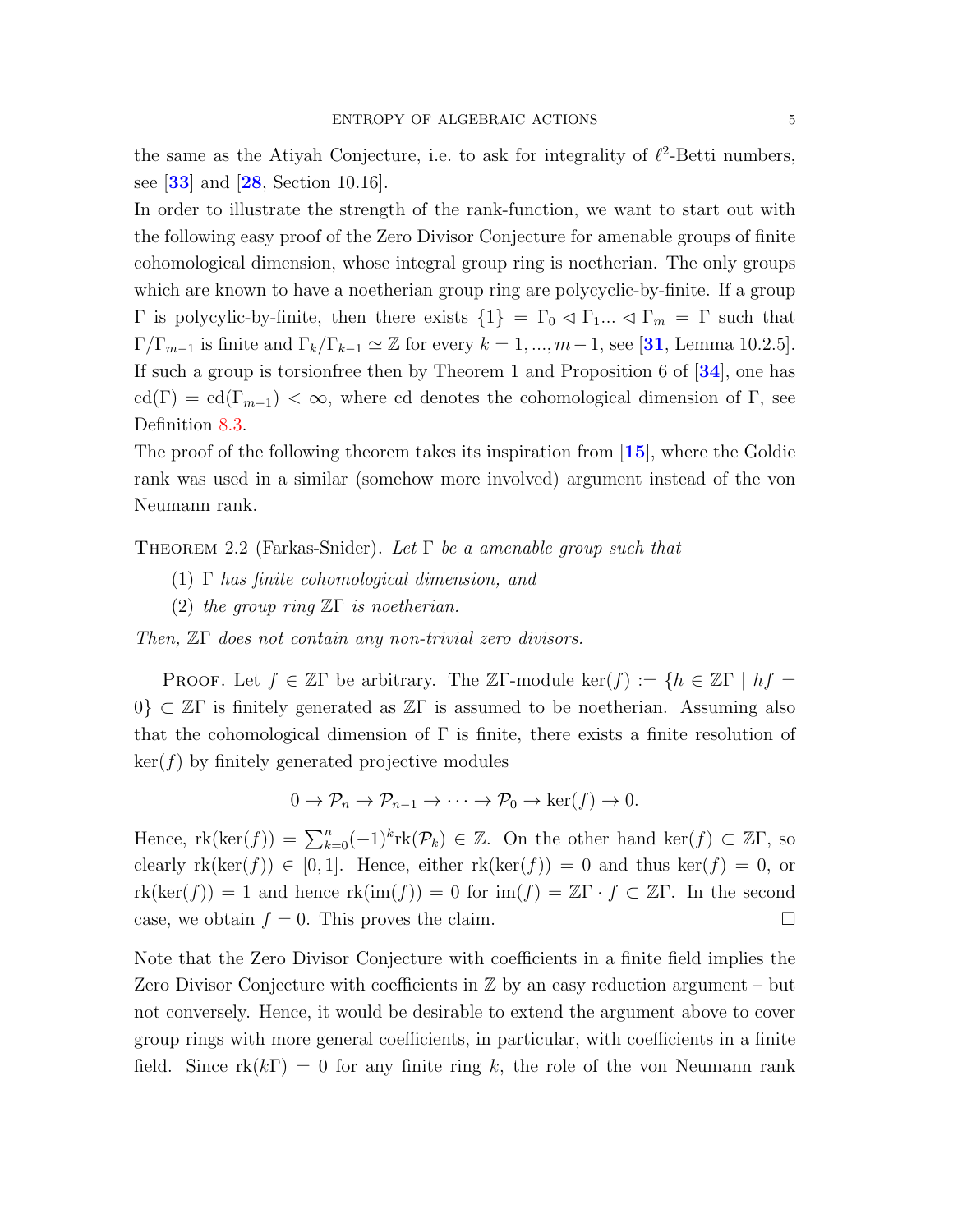the same as the Atiyah Conjecture, i.e. to ask for integrality of $\ell^2$-Betti numbers, see [**33**] and [**28**, Section 10.16].

In order to illustrate the strength of the rank-function, we want to start out with the following easy proof of the Zero Divisor Conjecture for amenable groups of finite cohomological dimension, whose integral group ring is noetherian. The only groups which are known to have a noetherian group ring are polycyclic-by-finite. If a group $\Gamma$ is polycyclic-by-finite, then there exists $\{1\} = \Gamma_0 \lhd \Gamma_1 ... \lhd \Gamma_m = \Gamma$ such that $\Gamma/\Gamma_{m-1}$ is finite and $\Gamma_k/\Gamma_{k-1} \simeq \mathbb{Z}$ for every $k = 1, ..., m-1$, see [**31**, Lemma 10.2.5]. If such a group is torsionfree then by Theorem 1 and Proposition 6 of [**34**], one has $\mathrm{cd}(\Gamma) = \mathrm{cd}(\Gamma_{m-1}) < \infty$, where cd denotes the cohomological dimension of $\Gamma$, see Definition 8.3.

The proof of the following theorem takes its inspiration from [**15**], where the Goldie rank was used in a similar (somehow more involved) argument instead of the von Neumann rank.

Theorem 2.2 (Farkas-Snider). *Let $\Gamma$ be a amenable group such that*

1. *$\Gamma$ has finite cohomological dimension, and*
2. *the group ring $\mathbb{Z}\Gamma$ is noetherian.*

*Then, $\mathbb{Z}\Gamma$ does not contain any non-trivial zero divisors.*

Proof. Let $f \in \mathbb{Z}\Gamma$ be arbitrary. The $\mathbb{Z}\Gamma$-module $\ker(f) := \{h \in \mathbb{Z}\Gamma \mid hf = 0\} \subset \mathbb{Z}\Gamma$ is finitely generated as $\mathbb{Z}\Gamma$ is assumed to be noetherian. Assuming also that the cohomological dimension of $\Gamma$ is finite, there exists a finite resolution of $\ker(f)$ by finitely generated projective modules

$$0 \to \mathcal{P}_n \to \mathcal{P}_{n-1} \to \cdots \to \mathcal{P}_0 \to \ker(f) \to 0.$$

Hence, $\mathrm{rk}(\ker(f)) = \sum_{k=0}^{n} (-1)^k \mathrm{rk}(\mathcal{P}_k) \in \mathbb{Z}$. On the other hand $\ker(f) \subset \mathbb{Z}\Gamma$, so clearly $\mathrm{rk}(\ker(f)) \in [0,1]$. Hence, either $\mathrm{rk}(\ker(f)) = 0$ and thus $\ker(f) = 0$, or $\mathrm{rk}(\ker(f)) = 1$ and hence $\mathrm{rk}(\mathrm{im}(f)) = 0$ for $\mathrm{im}(f) = \mathbb{Z}\Gamma \cdot f \subset \mathbb{Z}\Gamma$. In the second case, we obtain $f = 0$. This proves the claim. □

Note that the Zero Divisor Conjecture with coefficients in a finite field implies the Zero Divisor Conjecture with coefficients in $\mathbb{Z}$ by an easy reduction argument – but not conversely. Hence, it would be desirable to extend the argument above to cover group rings with more general coefficients, in particular, with coefficients in a finite field. Since $\mathrm{rk}(k\Gamma) = 0$ for any finite ring $k$, the role of the von Neumann rank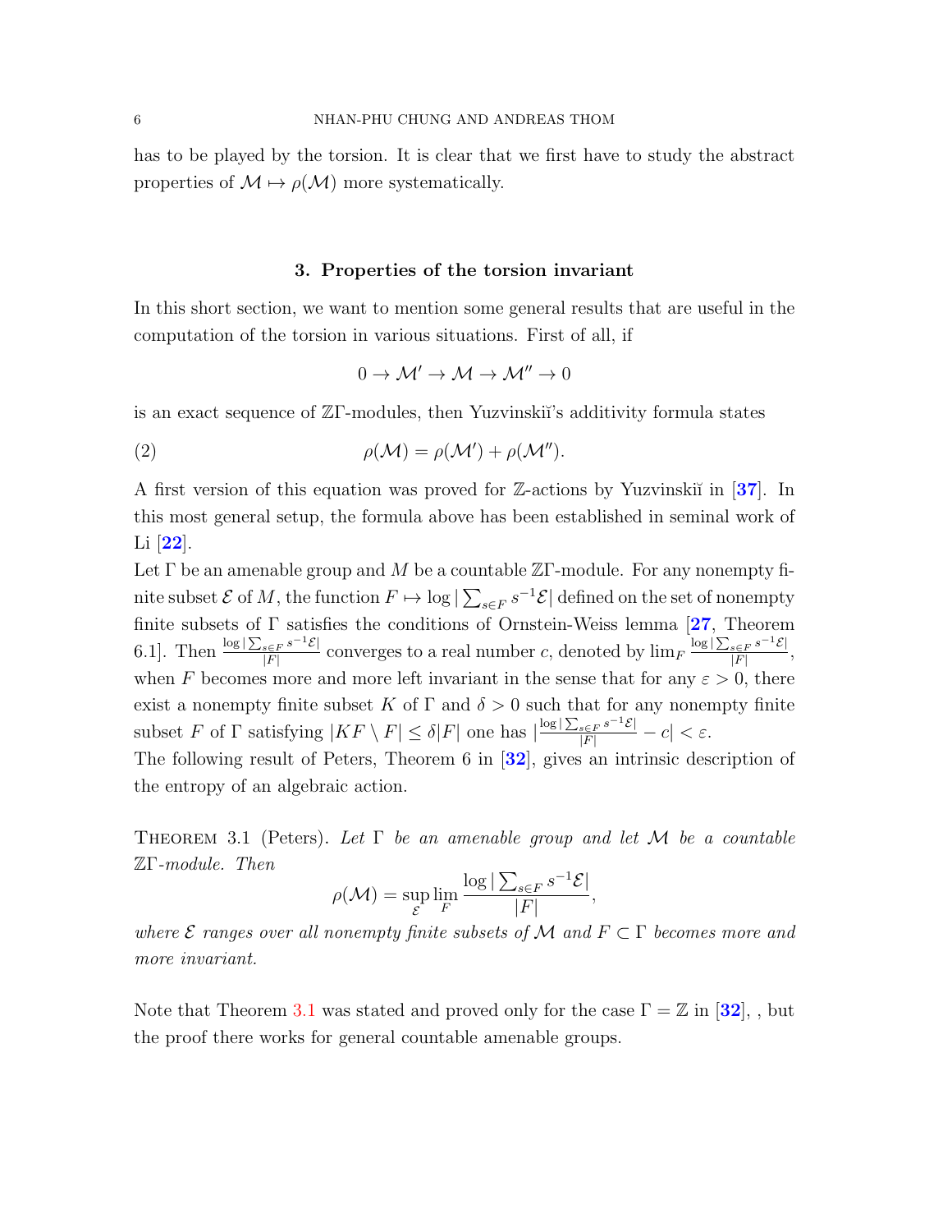has to be played by the torsion. It is clear that we first have to study the abstract properties of $\mathcal{M} \mapsto \rho(\mathcal{M})$ more systematically.

## 3. Properties of the torsion invariant

In this short section, we want to mention some general results that are useful in the computation of the torsion in various situations. First of all, if

$$0 \to \mathcal{M}' \to \mathcal{M} \to \mathcal{M}'' \to 0$$

is an exact sequence of $\mathbb{Z}\Gamma$-modules, then Yuzvinskiĭ's additivity formula states

$$\rho(\mathcal{M}) = \rho(\mathcal{M}') + \rho(\mathcal{M}''). \tag{2}$$

A first version of this equation was proved for $\mathbb{Z}$-actions by Yuzvinskiĭ in [37]. In this most general setup, the formula above has been established in seminal work of Li [22].

Let $\Gamma$ be an amenable group and $M$ be a countable $\mathbb{Z}\Gamma$-module. For any nonempty finite subset $\mathcal{E}$ of $M$, the function $F \mapsto \log |\sum_{s\in F} s^{-1}\mathcal{E}|$ defined on the set of nonempty finite subsets of $\Gamma$ satisfies the conditions of Ornstein-Weiss lemma [27, Theorem 6.1]. Then $\frac{\log |\sum_{s\in F} s^{-1}\mathcal{E}|}{|F|}$ converges to a real number $c$, denoted by $\lim_F \frac{\log |\sum_{s\in F} s^{-1}\mathcal{E}|}{|F|}$, when $F$ becomes more and more left invariant in the sense that for any $\varepsilon > 0$, there exist a nonempty finite subset $K$ of $\Gamma$ and $\delta > 0$ such that for any nonempty finite subset $F$ of $\Gamma$ satisfying $|KF \setminus F| \leq \delta |F|$ one has $|\frac{\log |\sum_{s\in F} s^{-1}\mathcal{E}|}{|F|} - c| < \varepsilon$.

The following result of Peters, Theorem 6 in [32], gives an intrinsic description of the entropy of an algebraic action.

**Theorem 3.1** (Peters). *Let $\Gamma$ be an amenable group and let $\mathcal{M}$ be a countable $\mathbb{Z}\Gamma$-module. Then*

$$\rho(\mathcal{M}) = \sup_{\mathcal{E}} \lim_{F} \frac{\log |\sum_{s\in F} s^{-1}\mathcal{E}|}{|F|},$$

*where $\mathcal{E}$ ranges over all nonempty finite subsets of $\mathcal{M}$ and $F \subset \Gamma$ becomes more and more invariant.*

Note that Theorem 3.1 was stated and proved only for the case $\Gamma = \mathbb{Z}$ in [32], , but the proof there works for general countable amenable groups.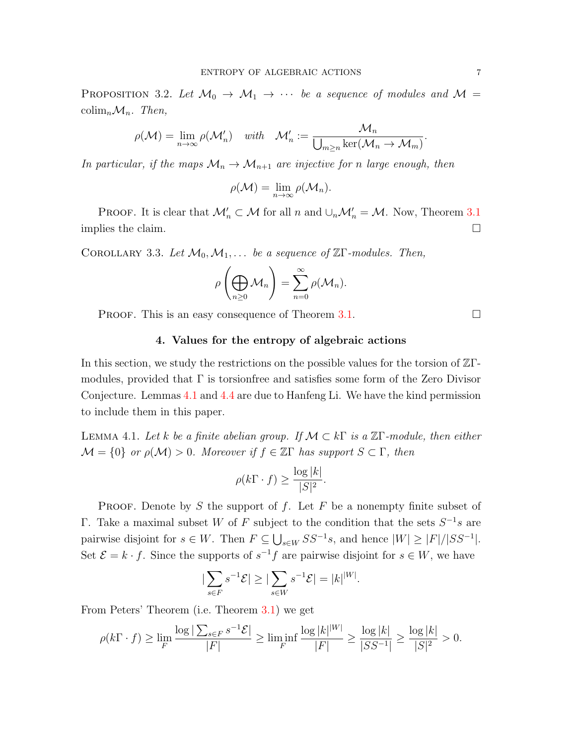PROPOSITION 3.2. *Let $\mathcal{M}_0 \to \mathcal{M}_1 \to \cdots$ be a sequence of modules and $\mathcal{M} = \mathrm{colim}_n \mathcal{M}_n$. Then,*

$$\rho(\mathcal{M}) = \lim_{n\to\infty} \rho(\mathcal{M}'_n) \quad \text{with} \quad \mathcal{M}'_n := \frac{\mathcal{M}_n}{\bigcup_{m\geq n} \ker(\mathcal{M}_n \to \mathcal{M}_m)}.$$

*In particular, if the maps $\mathcal{M}_n \to \mathcal{M}_{n+1}$ are injective for $n$ large enough, then*

$$\rho(\mathcal{M}) = \lim_{n\to\infty} \rho(\mathcal{M}_n).$$

PROOF. It is clear that $\mathcal{M}'_n \subset \mathcal{M}$ for all $n$ and $\cup_n \mathcal{M}'_n = \mathcal{M}$. Now, Theorem 3.1 implies the claim. □

COROLLARY 3.3. *Let $\mathcal{M}_0, \mathcal{M}_1, \ldots$ be a sequence of $\mathbb{Z}\Gamma$-modules. Then,*

$$\rho\left(\bigoplus_{n\geq 0} \mathcal{M}_n\right) = \sum_{n=0}^{\infty} \rho(\mathcal{M}_n).$$

PROOF. This is an easy consequence of Theorem 3.1. □

## 4. Values for the entropy of algebraic actions

In this section, we study the restrictions on the possible values for the torsion of $\mathbb{Z}\Gamma$-modules, provided that $\Gamma$ is torsionfree and satisfies some form of the Zero Divisor Conjecture. Lemmas 4.1 and 4.4 are due to Hanfeng Li. We have the kind permission to include them in this paper.

LEMMA 4.1. *Let $k$ be a finite abelian group. If $\mathcal{M} \subset k\Gamma$ is a $\mathbb{Z}\Gamma$-module, then either $\mathcal{M} = \{0\}$ or $\rho(\mathcal{M}) > 0$. Moreover if $f \in \mathbb{Z}\Gamma$ has support $S \subset \Gamma$, then*

$$\rho(k\Gamma \cdot f) \geq \frac{\log |k|}{|S|^2}.$$

PROOF. Denote by $S$ the support of $f$. Let $F$ be a nonempty finite subset of $\Gamma$. Take a maximal subset $W$ of $F$ subject to the condition that the sets $S^{-1}s$ are pairwise disjoint for $s \in W$. Then $F \subseteq \bigcup_{s\in W} SS^{-1}s$, and hence $|W| \geq |F|/|SS^{-1}|$. Set $\mathcal{E} = k \cdot f$. Since the supports of $s^{-1}f$ are pairwise disjoint for $s \in W$, we have

$$|\sum_{s\in F} s^{-1}\mathcal{E}| \geq |\sum_{s\in W} s^{-1}\mathcal{E}| = |k|^{|W|}.$$

From Peters' Theorem (i.e. Theorem 3.1) we get

$$\rho(k\Gamma \cdot f) \geq \lim_F \frac{\log |\sum_{s\in F} s^{-1}\mathcal{E}|}{|F|} \geq \liminf_F \frac{\log |k|^{|W|}}{|F|} \geq \frac{\log |k|}{|SS^{-1}|} \geq \frac{\log |k|}{|S|^2} > 0.$$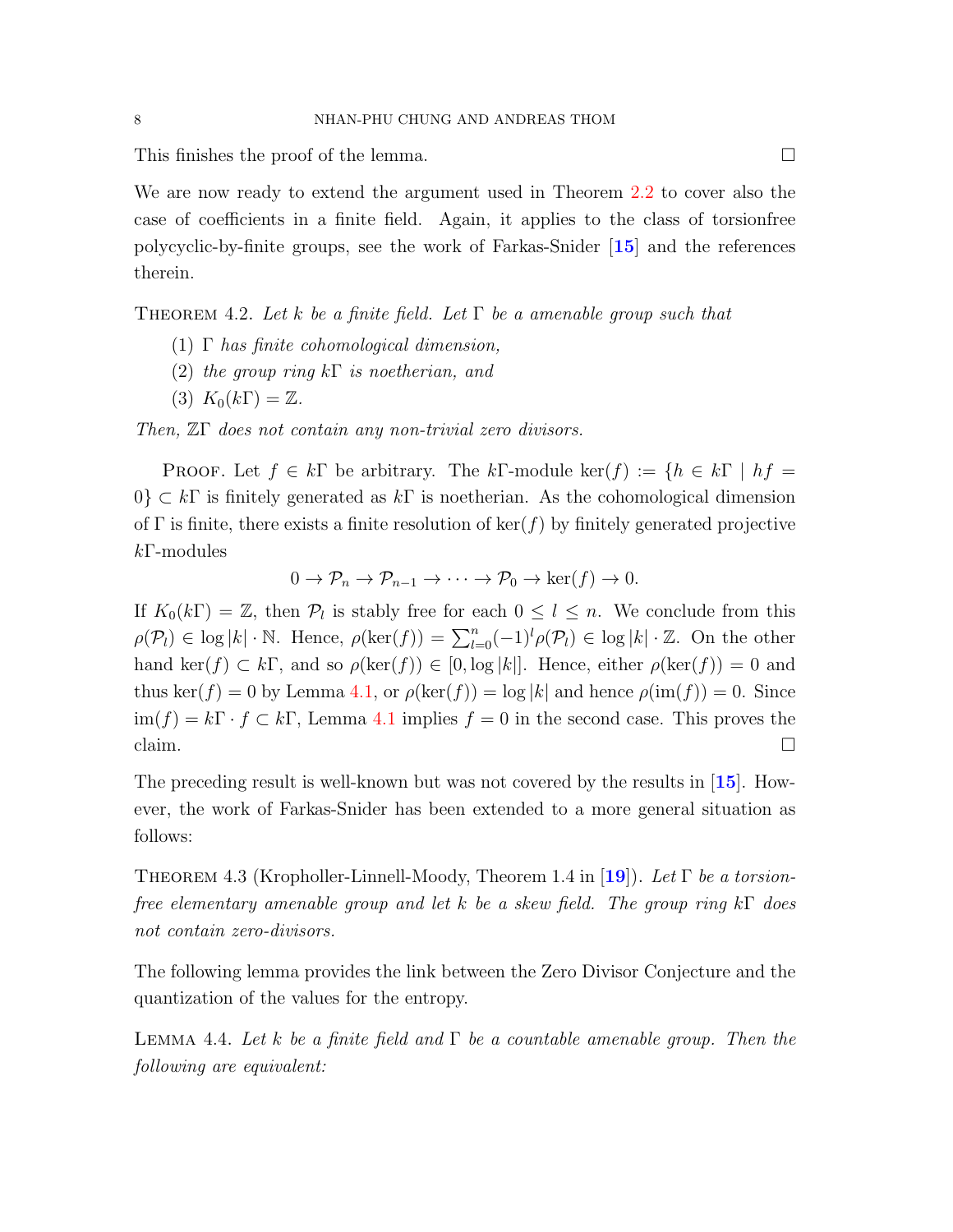This finishes the proof of the lemma. □

We are now ready to extend the argument used in Theorem 2.2 to cover also the case of coefficients in a finite field. Again, it applies to the class of torsionfree polycyclic-by-finite groups, see the work of Farkas-Snider [**15**] and the references therein.

THEOREM 4.2. *Let $k$ be a finite field. Let $\Gamma$ be a amenable group such that*

1. *$\Gamma$ has finite cohomological dimension,*
2. *the group ring $k\Gamma$ is noetherian, and*
3. *$K_0(k\Gamma) = \mathbb{Z}$.*

*Then, $\mathbb{Z}\Gamma$ does not contain any non-trivial zero divisors.*

PROOF. Let $f \in k\Gamma$ be arbitrary. The $k\Gamma$-module $\ker(f) := \{h \in k\Gamma \mid hf = 0\} \subset k\Gamma$ is finitely generated as $k\Gamma$ is noetherian. As the cohomological dimension of $\Gamma$ is finite, there exists a finite resolution of $\ker(f)$ by finitely generated projective $k\Gamma$-modules

$$0 \to \mathcal{P}_n \to \mathcal{P}_{n-1} \to \cdots \to \mathcal{P}_0 \to \ker(f) \to 0.$$

If $K_0(k\Gamma) = \mathbb{Z}$, then $\mathcal{P}_l$ is stably free for each $0 \le l \le n$. We conclude from this $\rho(\mathcal{P}_l) \in \log|k| \cdot \mathbb{N}$. Hence, $\rho(\ker(f)) = \sum_{l=0}^{n}(-1)^l \rho(\mathcal{P}_l) \in \log|k| \cdot \mathbb{Z}$. On the other hand $\ker(f) \subset k\Gamma$, and so $\rho(\ker(f)) \in [0, \log|k|]$. Hence, either $\rho(\ker(f)) = 0$ and thus $\ker(f) = 0$ by Lemma 4.1, or $\rho(\ker(f)) = \log|k|$ and hence $\rho(\mathrm{im}(f)) = 0$. Since $\mathrm{im}(f) = k\Gamma \cdot f \subset k\Gamma$, Lemma 4.1 implies $f = 0$ in the second case. This proves the claim. □

The preceding result is well-known but was not covered by the results in [**15**]. However, the work of Farkas-Snider has been extended to a more general situation as follows:

THEOREM 4.3 (Kropholler-Linnell-Moody, Theorem 1.4 in [**19**]). *Let $\Gamma$ be a torsion-free elementary amenable group and let $k$ be a skew field. The group ring $k\Gamma$ does not contain zero-divisors.*

The following lemma provides the link between the Zero Divisor Conjecture and the quantization of the values for the entropy.

LEMMA 4.4. *Let $k$ be a finite field and $\Gamma$ be a countable amenable group. Then the following are equivalent:*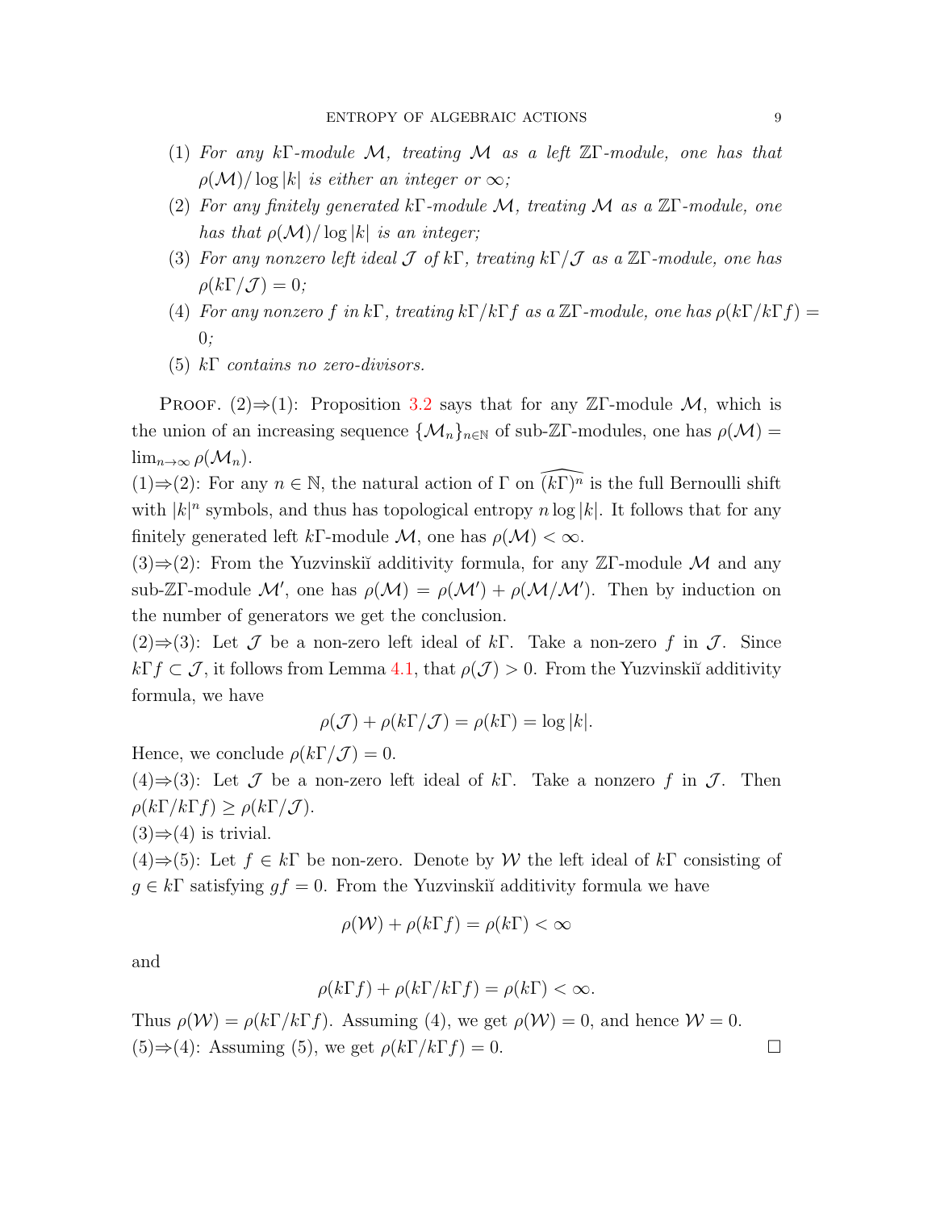(1) *For any $k\Gamma$-module $\mathcal{M}$, treating $\mathcal{M}$ as a left $\mathbb{Z}\Gamma$-module, one has that $\rho(\mathcal{M})/\log|k|$ is either an integer or $\infty$;*
(2) *For any finitely generated $k\Gamma$-module $\mathcal{M}$, treating $\mathcal{M}$ as a $\mathbb{Z}\Gamma$-module, one has that $\rho(\mathcal{M})/\log|k|$ is an integer;*
(3) *For any nonzero left ideal $\mathcal{J}$ of $k\Gamma$, treating $k\Gamma/\mathcal{J}$ as a $\mathbb{Z}\Gamma$-module, one has $\rho(k\Gamma/\mathcal{J}) = 0$;*
(4) *For any nonzero $f$ in $k\Gamma$, treating $k\Gamma/k\Gamma f$ as a $\mathbb{Z}\Gamma$-module, one has $\rho(k\Gamma/k\Gamma f) = 0$;*
(5) *$k\Gamma$ contains no zero-divisors.*

Proof. (2)$\Rightarrow$(1): Proposition 3.2 says that for any $\mathbb{Z}\Gamma$-module $\mathcal{M}$, which is the union of an increasing sequence $\{\mathcal{M}_n\}_{n\in\mathbb{N}}$ of sub-$\mathbb{Z}\Gamma$-modules, one has $\rho(\mathcal{M}) = \lim_{n\to\infty}\rho(\mathcal{M}_n)$.
(1)$\Rightarrow$(2): For any $n\in\mathbb{N}$, the natural action of $\Gamma$ on $\widehat{(k\Gamma)^n}$ is the full Bernoulli shift with $|k|^n$ symbols, and thus has topological entropy $n\log|k|$. It follows that for any finitely generated left $k\Gamma$-module $\mathcal{M}$, one has $\rho(\mathcal{M}) < \infty$.
(3)$\Rightarrow$(2): From the Yuzvinskiĭ additivity formula, for any $\mathbb{Z}\Gamma$-module $\mathcal{M}$ and any sub-$\mathbb{Z}\Gamma$-module $\mathcal{M}'$, one has $\rho(\mathcal{M}) = \rho(\mathcal{M}') + \rho(\mathcal{M}/\mathcal{M}')$. Then by induction on the number of generators we get the conclusion.
(2)$\Rightarrow$(3): Let $\mathcal{J}$ be a non-zero left ideal of $k\Gamma$. Take a non-zero $f$ in $\mathcal{J}$. Since $k\Gamma f\subset\mathcal{J}$, it follows from Lemma 4.1, that $\rho(\mathcal{J}) > 0$. From the Yuzvinskiĭ additivity formula, we have

$$\rho(\mathcal{J}) + \rho(k\Gamma/\mathcal{J}) = \rho(k\Gamma) = \log|k|.$$

Hence, we conclude $\rho(k\Gamma/\mathcal{J}) = 0$.
(4)$\Rightarrow$(3): Let $\mathcal{J}$ be a non-zero left ideal of $k\Gamma$. Take a nonzero $f$ in $\mathcal{J}$. Then $\rho(k\Gamma/k\Gamma f)\geq\rho(k\Gamma/\mathcal{J})$.
(3)$\Rightarrow$(4) is trivial.
(4)$\Rightarrow$(5): Let $f\in k\Gamma$ be non-zero. Denote by $\mathcal{W}$ the left ideal of $k\Gamma$ consisting of $g\in k\Gamma$ satisfying $gf = 0$. From the Yuzvinskiĭ additivity formula we have

$$\rho(\mathcal{W}) + \rho(k\Gamma f) = \rho(k\Gamma) < \infty$$

and

$$\rho(k\Gamma f) + \rho(k\Gamma/k\Gamma f) = \rho(k\Gamma) < \infty.$$

Thus $\rho(\mathcal{W}) = \rho(k\Gamma/k\Gamma f)$. Assuming (4), we get $\rho(\mathcal{W}) = 0$, and hence $\mathcal{W} = 0$.
(5)$\Rightarrow$(4): Assuming (5), we get $\rho(k\Gamma/k\Gamma f) = 0$. $\square$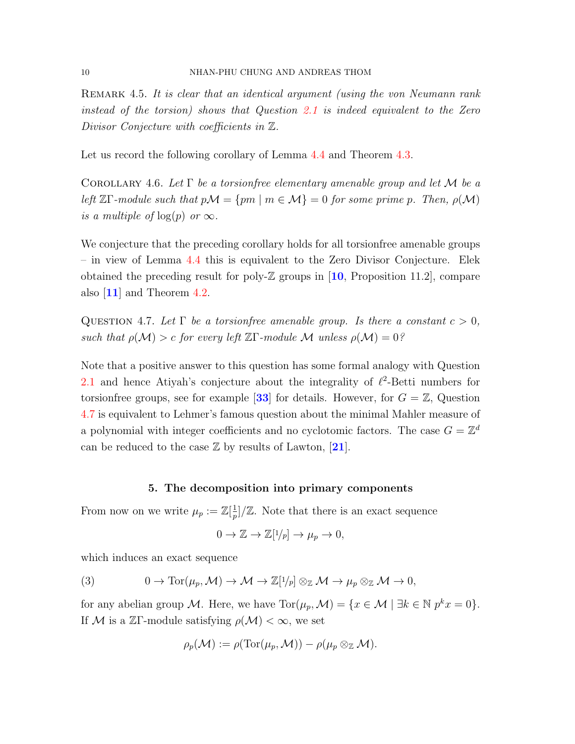Remark 4.5. *It is clear that an identical argument (using the von Neumann rank instead of the torsion) shows that Question 2.1 is indeed equivalent to the Zero Divisor Conjecture with coefficients in $\mathbb{Z}$.*

Let us record the following corollary of Lemma 4.4 and Theorem 4.3.

Corollary 4.6. *Let $\Gamma$ be a torsionfree elementary amenable group and let $\mathcal{M}$ be a left $\mathbb{Z}\Gamma$-module such that $p\mathcal{M} = \{pm \mid m \in \mathcal{M}\} = 0$ for some prime $p$. Then, $\rho(\mathcal{M})$ is a multiple of $\log(p)$ or $\infty$.*

We conjecture that the preceding corollary holds for all torsionfree amenable groups – in view of Lemma 4.4 this is equivalent to the Zero Divisor Conjecture. Elek obtained the preceding result for poly-$\mathbb{Z}$ groups in [**10**, Proposition 11.2], compare also [**11**] and Theorem 4.2.

Question 4.7. *Let $\Gamma$ be a torsionfree amenable group. Is there a constant $c > 0$, such that $\rho(\mathcal{M}) > c$ for every left $\mathbb{Z}\Gamma$-module $\mathcal{M}$ unless $\rho(\mathcal{M}) = 0$?*

Note that a positive answer to this question has some formal analogy with Question 2.1 and hence Atiyah's conjecture about the integrality of $\ell^2$-Betti numbers for torsionfree groups, see for example [**33**] for details. However, for $G = \mathbb{Z}$, Question 4.7 is equivalent to Lehmer's famous question about the minimal Mahler measure of a polynomial with integer coefficients and no cyclotomic factors. The case $G = \mathbb{Z}^d$ can be reduced to the case $\mathbb{Z}$ by results of Lawton, [**21**].

## 5. The decomposition into primary components

From now on we write $\mu_p := \mathbb{Z}[\frac{1}{p}]/\mathbb{Z}$. Note that there is an exact sequence

$$0 \to \mathbb{Z} \to \mathbb{Z}[1/p] \to \mu_p \to 0,$$

which induces an exact sequence

$$0 \to \operatorname{Tor}(\mu_p, \mathcal{M}) \to \mathcal{M} \to \mathbb{Z}[1/p] \otimes_{\mathbb{Z}} \mathcal{M} \to \mu_p \otimes_{\mathbb{Z}} \mathcal{M} \to 0, \tag{3}$$

for any abelian group $\mathcal{M}$. Here, we have $\operatorname{Tor}(\mu_p, \mathcal{M}) = \{x \in \mathcal{M} \mid \exists k \in \mathbb{N} \; p^k x = 0\}$. If $\mathcal{M}$ is a $\mathbb{Z}\Gamma$-module satisfying $\rho(\mathcal{M}) < \infty$, we set

$$\rho_p(\mathcal{M}) := \rho(\operatorname{Tor}(\mu_p, \mathcal{M})) - \rho(\mu_p \otimes_{\mathbb{Z}} \mathcal{M}).$$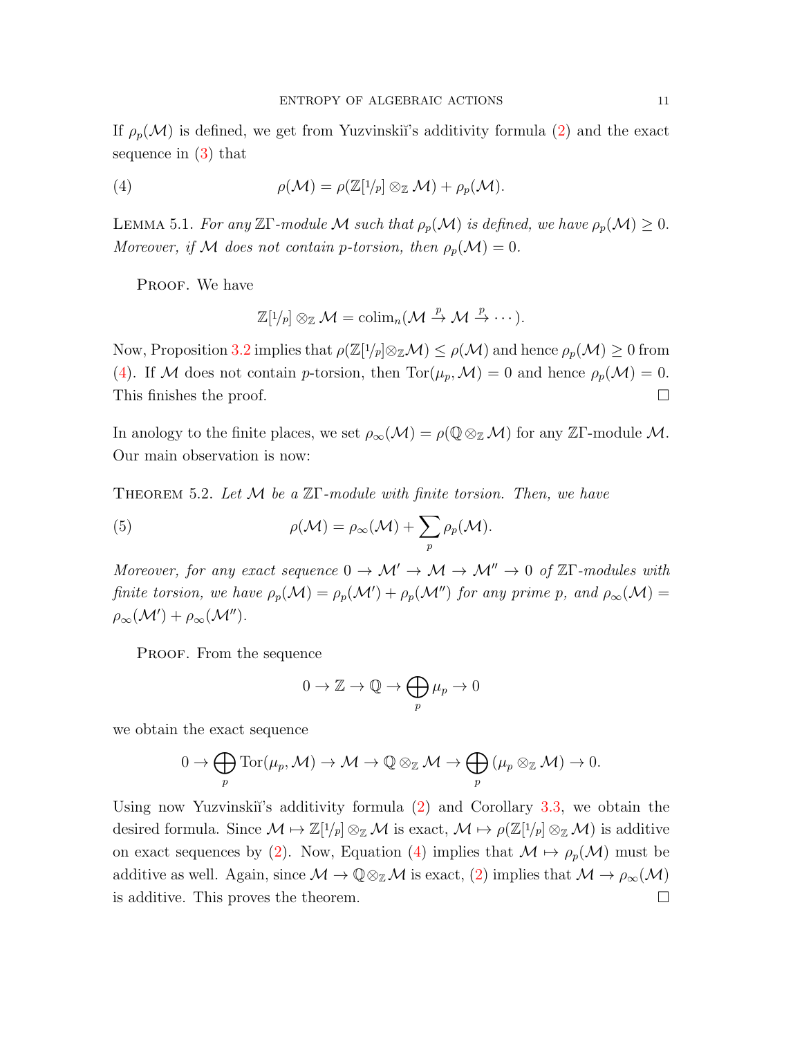If $\rho_p(\mathcal{M})$ is defined, we get from Yuzvinskiĭ's additivity formula (2) and the exact sequence in (3) that

$$\rho(\mathcal{M}) = \rho(\mathbb{Z}[1/p] \otimes_{\mathbb{Z}} \mathcal{M}) + \rho_p(\mathcal{M}). \tag{4}$$

Lemma 5.1. *For any $\mathbb{Z}\Gamma$-module $\mathcal{M}$ such that $\rho_p(\mathcal{M})$ is defined, we have $\rho_p(\mathcal{M}) \geq 0$. Moreover, if $\mathcal{M}$ does not contain $p$-torsion, then $\rho_p(\mathcal{M}) = 0$.*

Proof. We have

$$\mathbb{Z}[1/p] \otimes_{\mathbb{Z}} \mathcal{M} = \operatorname{colim}_n(\mathcal{M} \xrightarrow{p} \mathcal{M} \xrightarrow{p} \cdots).$$

Now, Proposition 3.2 implies that $\rho(\mathbb{Z}[1/p] \otimes_{\mathbb{Z}} \mathcal{M}) \leq \rho(\mathcal{M})$ and hence $\rho_p(\mathcal{M}) \geq 0$ from (4). If $\mathcal{M}$ does not contain $p$-torsion, then $\operatorname{Tor}(\mu_p, \mathcal{M}) = 0$ and hence $\rho_p(\mathcal{M}) = 0$. This finishes the proof. ☐

In anology to the finite places, we set $\rho_\infty(\mathcal{M}) = \rho(\mathbb{Q} \otimes_{\mathbb{Z}} \mathcal{M})$ for any $\mathbb{Z}\Gamma$-module $\mathcal{M}$. Our main observation is now:

Theorem 5.2. *Let $\mathcal{M}$ be a $\mathbb{Z}\Gamma$-module with finite torsion. Then, we have*

$$\rho(\mathcal{M}) = \rho_\infty(\mathcal{M}) + \sum_p \rho_p(\mathcal{M}). \tag{5}$$

*Moreover, for any exact sequence $0 \to \mathcal{M}' \to \mathcal{M} \to \mathcal{M}'' \to 0$ of $\mathbb{Z}\Gamma$-modules with finite torsion, we have $\rho_p(\mathcal{M}) = \rho_p(\mathcal{M}') + \rho_p(\mathcal{M}'')$ for any prime $p$, and $\rho_\infty(\mathcal{M}) = \rho_\infty(\mathcal{M}') + \rho_\infty(\mathcal{M}'')$.*

Proof. From the sequence

$$0 \to \mathbb{Z} \to \mathbb{Q} \to \bigoplus_p \mu_p \to 0$$

we obtain the exact sequence

$$0 \to \bigoplus_p \operatorname{Tor}(\mu_p, \mathcal{M}) \to \mathcal{M} \to \mathbb{Q} \otimes_{\mathbb{Z}} \mathcal{M} \to \bigoplus_p (\mu_p \otimes_{\mathbb{Z}} \mathcal{M}) \to 0.$$

Using now Yuzvinskiĭ's additivity formula (2) and Corollary 3.3, we obtain the desired formula. Since $\mathcal{M} \mapsto \mathbb{Z}[1/p] \otimes_{\mathbb{Z}} \mathcal{M}$ is exact, $\mathcal{M} \mapsto \rho(\mathbb{Z}[1/p] \otimes_{\mathbb{Z}} \mathcal{M})$ is additive on exact sequences by (2). Now, Equation (4) implies that $\mathcal{M} \mapsto \rho_p(\mathcal{M})$ must be additive as well. Again, since $\mathcal{M} \to \mathbb{Q} \otimes_{\mathbb{Z}} \mathcal{M}$ is exact, (2) implies that $\mathcal{M} \to \rho_\infty(\mathcal{M})$ is additive. This proves the theorem. ☐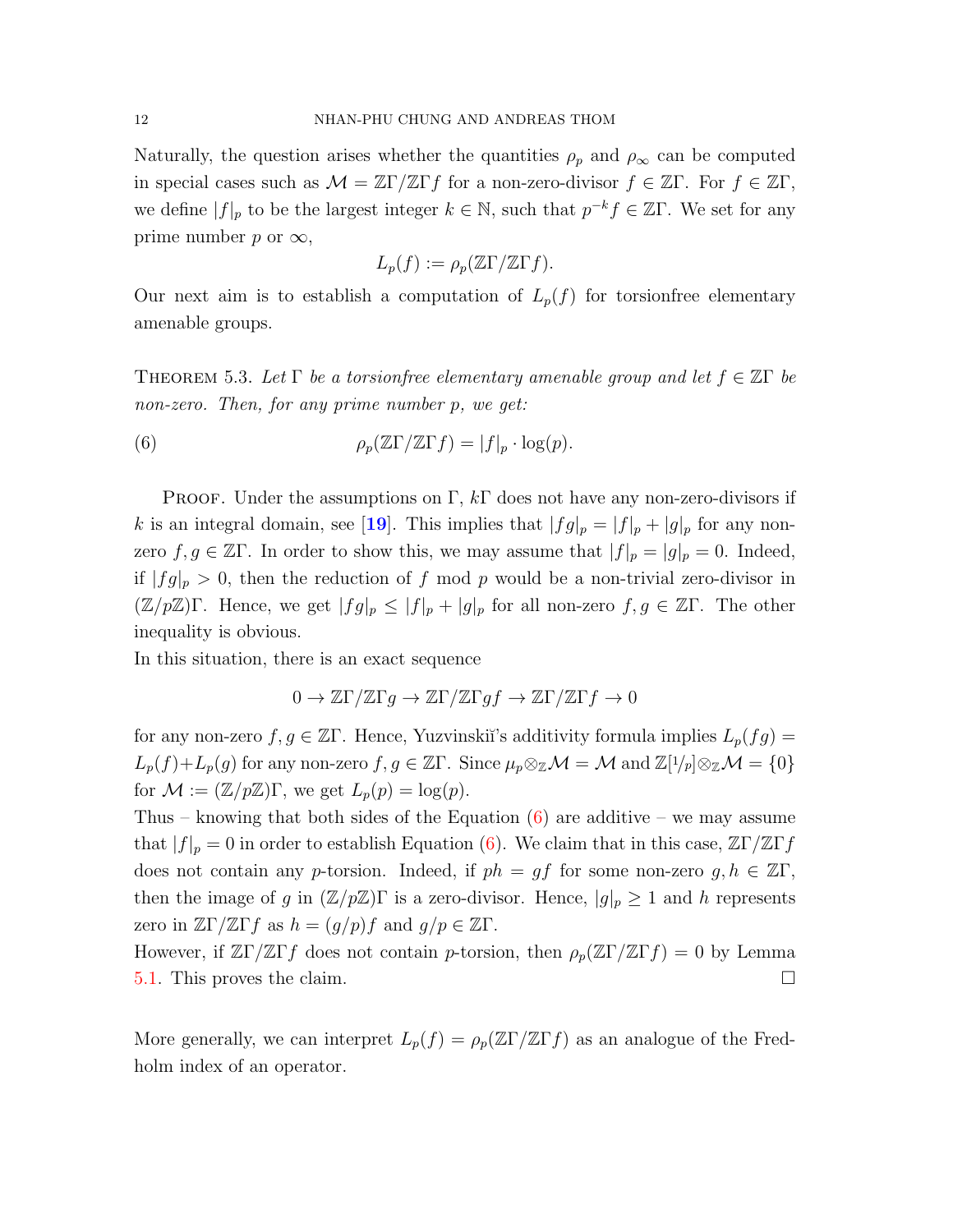Naturally, the question arises whether the quantities $\rho_p$ and $\rho_\infty$ can be computed in special cases such as $\mathcal{M} = \mathbb{Z}\Gamma/\mathbb{Z}\Gamma f$ for a non-zero-divisor $f \in \mathbb{Z}\Gamma$. For $f \in \mathbb{Z}\Gamma$, we define $|f|_p$ to be the largest integer $k \in \mathbb{N}$, such that $p^{-k} f \in \mathbb{Z}\Gamma$. We set for any prime number $p$ or $\infty$,

$$L_p(f) := \rho_p(\mathbb{Z}\Gamma/\mathbb{Z}\Gamma f).$$

Our next aim is to establish a computation of $L_p(f)$ for torsionfree elementary amenable groups.

**Theorem 5.3.** *Let $\Gamma$ be a torsionfree elementary amenable group and let $f \in \mathbb{Z}\Gamma$ be non-zero. Then, for any prime number $p$, we get:*

$$\rho_p(\mathbb{Z}\Gamma/\mathbb{Z}\Gamma f) = |f|_p \cdot \log(p). \tag{6}$$

Proof. Under the assumptions on $\Gamma$, $k\Gamma$ does not have any non-zero-divisors if $k$ is an integral domain, see [19]. This implies that $|fg|_p = |f|_p + |g|_p$ for any non-zero $f, g \in \mathbb{Z}\Gamma$. In order to show this, we may assume that $|f|_p = |g|_p = 0$. Indeed, if $|fg|_p > 0$, then the reduction of $f$ mod $p$ would be a non-trivial zero-divisor in $(\mathbb{Z}/p\mathbb{Z})\Gamma$. Hence, we get $|fg|_p \le |f|_p + |g|_p$ for all non-zero $f, g \in \mathbb{Z}\Gamma$. The other inequality is obvious.
In this situation, there is an exact sequence

$$0 \to \mathbb{Z}\Gamma/\mathbb{Z}\Gamma g \to \mathbb{Z}\Gamma/\mathbb{Z}\Gamma gf \to \mathbb{Z}\Gamma/\mathbb{Z}\Gamma f \to 0$$

for any non-zero $f, g \in \mathbb{Z}\Gamma$. Hence, Yuzvinskiĭ's additivity formula implies $L_p(fg) = L_p(f) + L_p(g)$ for any non-zero $f, g \in \mathbb{Z}\Gamma$. Since $\mu_p \otimes_{\mathbb{Z}} \mathcal{M} = \mathcal{M}$ and $\mathbb{Z}[1/p] \otimes_{\mathbb{Z}} \mathcal{M} = \{0\}$ for $\mathcal{M} := (\mathbb{Z}/p\mathbb{Z})\Gamma$, we get $L_p(p) = \log(p)$.
Thus – knowing that both sides of the Equation (6) are additive – we may assume that $|f|_p = 0$ in order to establish Equation (6). We claim that in this case, $\mathbb{Z}\Gamma/\mathbb{Z}\Gamma f$ does not contain any $p$-torsion. Indeed, if $ph = gf$ for some non-zero $g, h \in \mathbb{Z}\Gamma$, then the image of $g$ in $(\mathbb{Z}/p\mathbb{Z})\Gamma$ is a zero-divisor. Hence, $|g|_p \ge 1$ and $h$ represents zero in $\mathbb{Z}\Gamma/\mathbb{Z}\Gamma f$ as $h = (g/p)f$ and $g/p \in \mathbb{Z}\Gamma$.
However, if $\mathbb{Z}\Gamma/\mathbb{Z}\Gamma f$ does not contain $p$-torsion, then $\rho_p(\mathbb{Z}\Gamma/\mathbb{Z}\Gamma f) = 0$ by Lemma 5.1. This proves the claim. $\square$

More generally, we can interpret $L_p(f) = \rho_p(\mathbb{Z}\Gamma/\mathbb{Z}\Gamma f)$ as an analogue of the Fredholm index of an operator.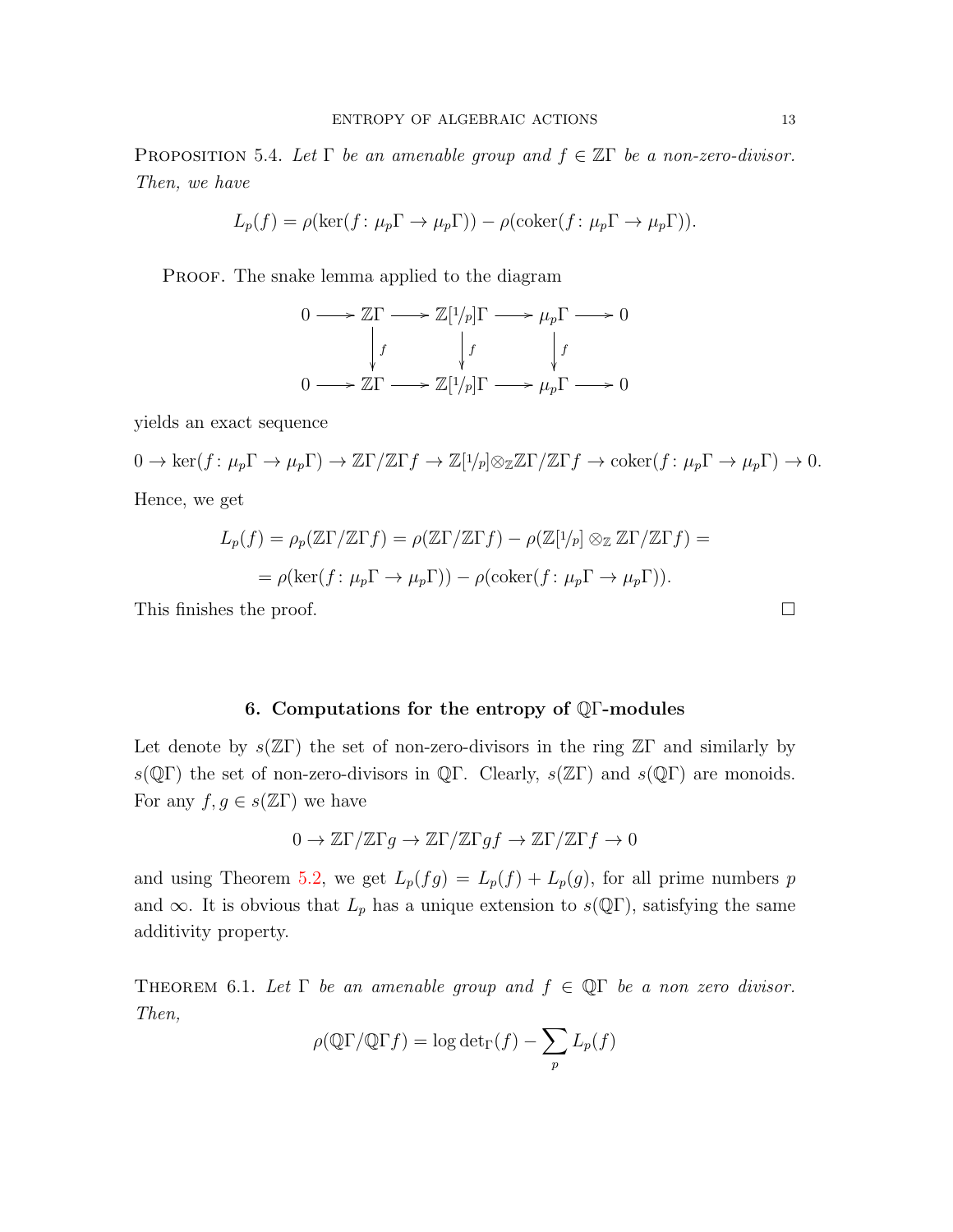PROPOSITION 5.4. *Let $\Gamma$ be an amenable group and $f \in \mathbb{Z}\Gamma$ be a non-zero-divisor. Then, we have*

$$L_p(f) = \rho(\ker(f\colon \mu_p\Gamma \to \mu_p\Gamma)) - \rho(\operatorname{coker}(f\colon \mu_p\Gamma \to \mu_p\Gamma)).$$

PROOF. The snake lemma applied to the diagram

$$\begin{array}{ccccccccc}
0 & \longrightarrow & \mathbb{Z}\Gamma & \longrightarrow & \mathbb{Z}[1/p]\Gamma & \longrightarrow & \mu_p\Gamma & \longrightarrow & 0 \\
 & & \downarrow f & & \downarrow f & & \downarrow f & & \\
0 & \longrightarrow & \mathbb{Z}\Gamma & \longrightarrow & \mathbb{Z}[1/p]\Gamma & \longrightarrow & \mu_p\Gamma & \longrightarrow & 0
\end{array}$$

yields an exact sequence

$$0 \to \ker(f\colon \mu_p\Gamma \to \mu_p\Gamma) \to \mathbb{Z}\Gamma/\mathbb{Z}\Gamma f \to \mathbb{Z}[1/p]\otimes_{\mathbb{Z}}\mathbb{Z}\Gamma/\mathbb{Z}\Gamma f \to \operatorname{coker}(f\colon \mu_p\Gamma \to \mu_p\Gamma) \to 0.$$

Hence, we get

$$\begin{aligned}
L_p(f) = \rho_p(\mathbb{Z}\Gamma/\mathbb{Z}\Gamma f) &= \rho(\mathbb{Z}\Gamma/\mathbb{Z}\Gamma f) - \rho(\mathbb{Z}[1/p] \otimes_{\mathbb{Z}} \mathbb{Z}\Gamma/\mathbb{Z}\Gamma f) = \\
&= \rho(\ker(f\colon \mu_p\Gamma \to \mu_p\Gamma)) - \rho(\operatorname{coker}(f\colon \mu_p\Gamma \to \mu_p\Gamma)).
\end{aligned}$$

This finishes the proof. □

## 6. Computations for the entropy of $\mathbb{Q}\Gamma$-modules

Let denote by $s(\mathbb{Z}\Gamma)$ the set of non-zero-divisors in the ring $\mathbb{Z}\Gamma$ and similarly by $s(\mathbb{Q}\Gamma)$ the set of non-zero-divisors in $\mathbb{Q}\Gamma$. Clearly, $s(\mathbb{Z}\Gamma)$ and $s(\mathbb{Q}\Gamma)$ are monoids. For any $f, g \in s(\mathbb{Z}\Gamma)$ we have

$$0 \to \mathbb{Z}\Gamma/\mathbb{Z}\Gamma g \to \mathbb{Z}\Gamma/\mathbb{Z}\Gamma gf \to \mathbb{Z}\Gamma/\mathbb{Z}\Gamma f \to 0$$

and using Theorem 5.2, we get $L_p(fg) = L_p(f) + L_p(g)$, for all prime numbers $p$ and $\infty$. It is obvious that $L_p$ has a unique extension to $s(\mathbb{Q}\Gamma)$, satisfying the same additivity property.

THEOREM 6.1. *Let $\Gamma$ be an amenable group and $f \in \mathbb{Q}\Gamma$ be a non zero divisor. Then,*

$$\rho(\mathbb{Q}\Gamma/\mathbb{Q}\Gamma f) = \log \det_\Gamma(f) - \sum_p L_p(f)$$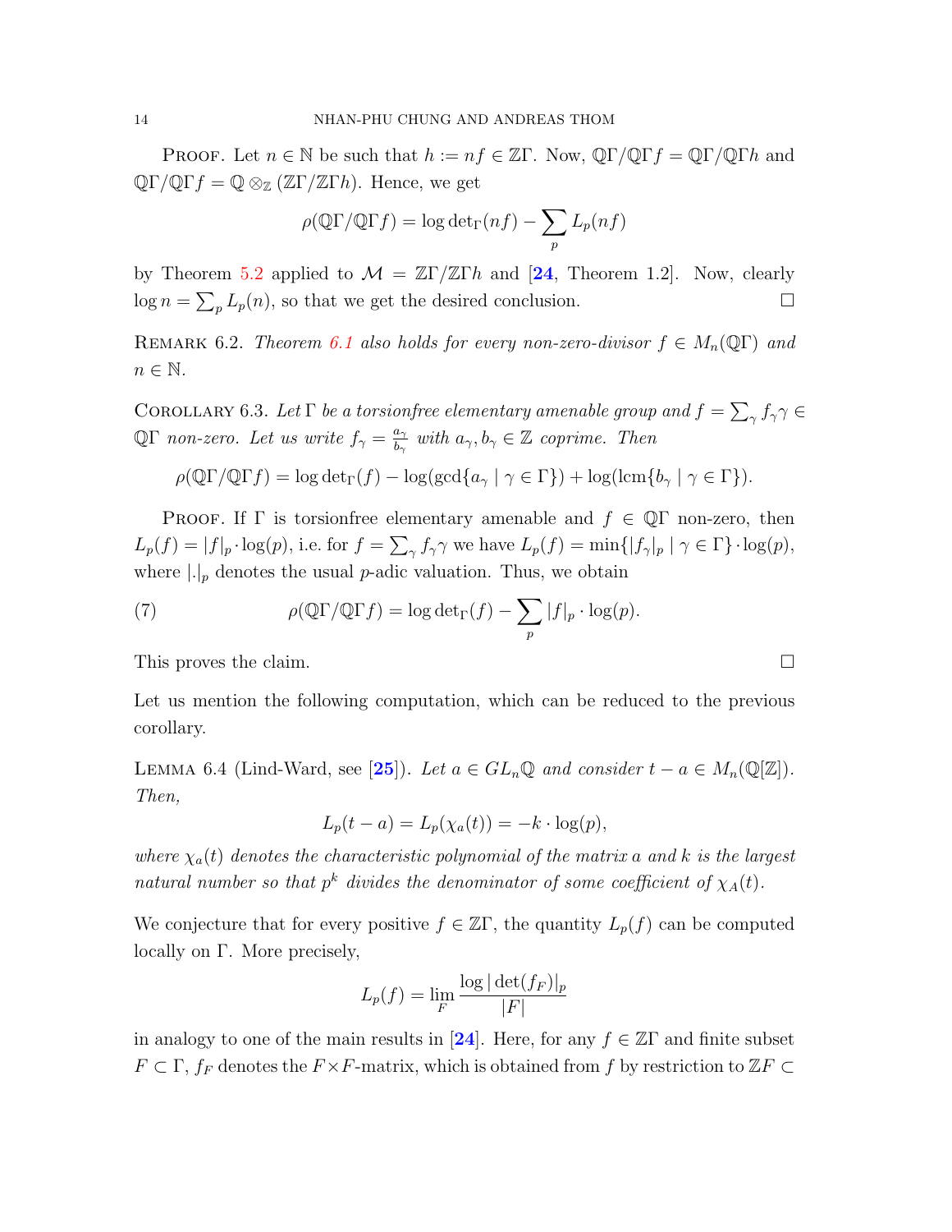Proof. Let $n \in \mathbb{N}$ be such that $h := nf \in \mathbb{Z}\Gamma$. Now, $\mathbb{Q}\Gamma/\mathbb{Q}\Gamma f = \mathbb{Q}\Gamma/\mathbb{Q}\Gamma h$ and $\mathbb{Q}\Gamma/\mathbb{Q}\Gamma f = \mathbb{Q} \otimes_{\mathbb{Z}} (\mathbb{Z}\Gamma/\mathbb{Z}\Gamma h)$. Hence, we get

$$\rho(\mathbb{Q}\Gamma/\mathbb{Q}\Gamma f) = \log \det{}_\Gamma(nf) - \sum_p L_p(nf)$$

by Theorem 5.2 applied to $\mathcal{M} = \mathbb{Z}\Gamma/\mathbb{Z}\Gamma h$ and [24, Theorem 1.2]. Now, clearly $\log n = \sum_p L_p(n)$, so that we get the desired conclusion. $\square$

Remark 6.2. *Theorem 6.1 also holds for every non-zero-divisor $f \in M_n(\mathbb{Q}\Gamma)$ and $n \in \mathbb{N}$.*

Corollary 6.3. *Let $\Gamma$ be a torsionfree elementary amenable group and $f = \sum_\gamma f_\gamma \gamma \in \mathbb{Q}\Gamma$ non-zero. Let us write $f_\gamma = \frac{a_\gamma}{b_\gamma}$ with $a_\gamma, b_\gamma \in \mathbb{Z}$ coprime. Then*

$$\rho(\mathbb{Q}\Gamma/\mathbb{Q}\Gamma f) = \log \det{}_\Gamma(f) - \log(\gcd\{a_\gamma \mid \gamma \in \Gamma\}) + \log(\operatorname{lcm}\{b_\gamma \mid \gamma \in \Gamma\}).$$

Proof. If $\Gamma$ is torsionfree elementary amenable and $f \in \mathbb{Q}\Gamma$ non-zero, then $L_p(f) = |f|_p \cdot \log(p)$, i.e. for $f = \sum_\gamma f_\gamma \gamma$ we have $L_p(f) = \min\{|f_\gamma|_p \mid \gamma \in \Gamma\} \cdot \log(p)$, where $|.|_p$ denotes the usual $p$-adic valuation. Thus, we obtain

$$\rho(\mathbb{Q}\Gamma/\mathbb{Q}\Gamma f) = \log \det{}_\Gamma(f) - \sum_p |f|_p \cdot \log(p). \tag{7}$$

This proves the claim. $\square$

Let us mention the following computation, which can be reduced to the previous corollary.

Lemma 6.4 (Lind-Ward, see [25]). *Let $a \in GL_n\mathbb{Q}$ and consider $t - a \in M_n(\mathbb{Q}[\mathbb{Z}])$. Then,*

$$L_p(t-a) = L_p(\chi_a(t)) = -k \cdot \log(p),$$

*where $\chi_a(t)$ denotes the characteristic polynomial of the matrix $a$ and $k$ is the largest natural number so that $p^k$ divides the denominator of some coefficient of $\chi_A(t)$.*

We conjecture that for every positive $f \in \mathbb{Z}\Gamma$, the quantity $L_p(f)$ can be computed locally on $\Gamma$. More precisely,

$$L_p(f) = \lim_F \frac{\log |\det(f_F)|_p}{|F|}$$

in analogy to one of the main results in [24]. Here, for any $f \in \mathbb{Z}\Gamma$ and finite subset $F \subset \Gamma$, $f_F$ denotes the $F \times F$-matrix, which is obtained from $f$ by restriction to $\mathbb{Z}F \subset$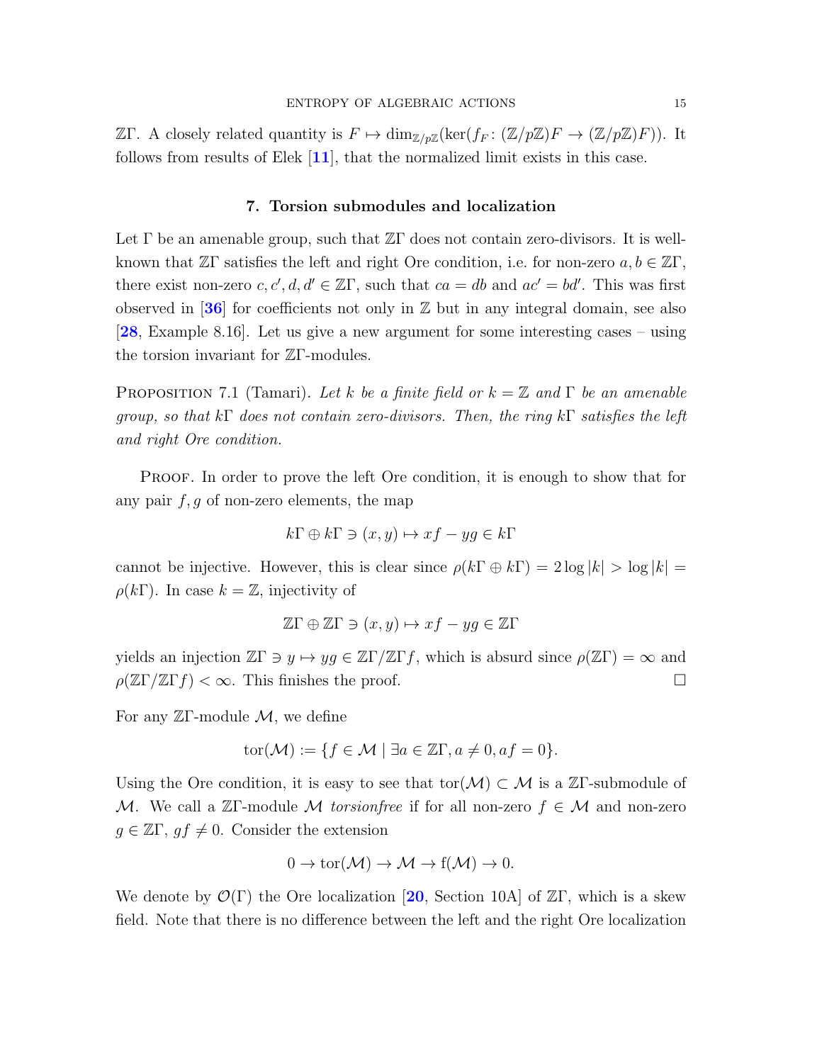$\mathbb{Z}\Gamma$. A closely related quantity is $F \mapsto \dim_{\mathbb{Z}/p\mathbb{Z}}(\ker(f_F\colon (\mathbb{Z}/p\mathbb{Z})F \to (\mathbb{Z}/p\mathbb{Z})F))$. It follows from results of Elek [11], that the normalized limit exists in this case.

## 7. Torsion submodules and localization

Let $\Gamma$ be an amenable group, such that $\mathbb{Z}\Gamma$ does not contain zero-divisors. It is well-known that $\mathbb{Z}\Gamma$ satisfies the left and right Ore condition, i.e. for non-zero $a, b \in \mathbb{Z}\Gamma$, there exist non-zero $c, c', d, d' \in \mathbb{Z}\Gamma$, such that $ca = db$ and $ac' = bd'$. This was first observed in [36] for coefficients not only in $\mathbb{Z}$ but in any integral domain, see also [28, Example 8.16]. Let us give a new argument for some interesting cases – using the torsion invariant for $\mathbb{Z}\Gamma$-modules.

Proposition 7.1 (Tamari). *Let $k$ be a finite field or $k = \mathbb{Z}$ and $\Gamma$ be an amenable group, so that $k\Gamma$ does not contain zero-divisors. Then, the ring $k\Gamma$ satisfies the left and right Ore condition.*

Proof. In order to prove the left Ore condition, it is enough to show that for any pair $f, g$ of non-zero elements, the map

$$k\Gamma \oplus k\Gamma \ni (x, y) \mapsto xf - yg \in k\Gamma$$

cannot be injective. However, this is clear since $\rho(k\Gamma \oplus k\Gamma) = 2\log|k| > \log|k| = \rho(k\Gamma)$. In case $k = \mathbb{Z}$, injectivity of

$$\mathbb{Z}\Gamma \oplus \mathbb{Z}\Gamma \ni (x, y) \mapsto xf - yg \in \mathbb{Z}\Gamma$$

yields an injection $\mathbb{Z}\Gamma \ni y \mapsto yg \in \mathbb{Z}\Gamma/\mathbb{Z}\Gamma f$, which is absurd since $\rho(\mathbb{Z}\Gamma) = \infty$ and $\rho(\mathbb{Z}\Gamma/\mathbb{Z}\Gamma f) < \infty$. This finishes the proof. $\square$

For any $\mathbb{Z}\Gamma$-module $\mathcal{M}$, we define

$$\operatorname{tor}(\mathcal{M}) := \{f \in \mathcal{M} \mid \exists a \in \mathbb{Z}\Gamma, a \neq 0, af = 0\}.$$

Using the Ore condition, it is easy to see that $\operatorname{tor}(\mathcal{M}) \subset \mathcal{M}$ is a $\mathbb{Z}\Gamma$-submodule of $\mathcal{M}$. We call a $\mathbb{Z}\Gamma$-module $\mathcal{M}$ *torsionfree* if for all non-zero $f \in \mathcal{M}$ and non-zero $g \in \mathbb{Z}\Gamma$, $gf \neq 0$. Consider the extension

$$0 \to \operatorname{tor}(\mathcal{M}) \to \mathcal{M} \to \mathrm{f}(\mathcal{M}) \to 0.$$

We denote by $\mathcal{O}(\Gamma)$ the Ore localization [20, Section 10A] of $\mathbb{Z}\Gamma$, which is a skew field. Note that there is no difference between the left and the right Ore localization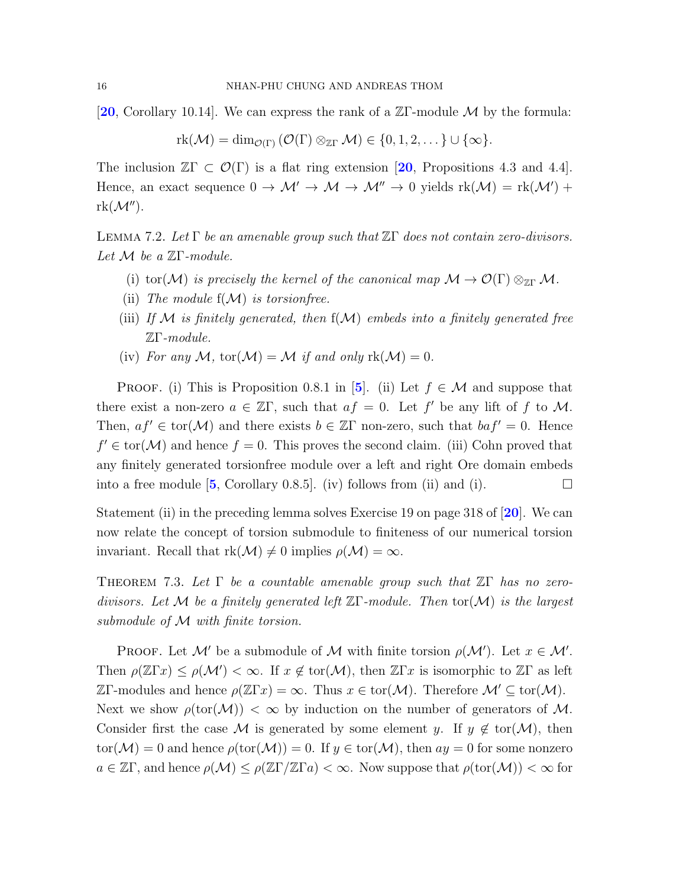[20, Corollary 10.14]. We can express the rank of a $\mathbb{Z}\Gamma$-module $\mathcal{M}$ by the formula:

$$\mathrm{rk}(\mathcal{M}) = \dim_{\mathcal{O}(\Gamma)}(\mathcal{O}(\Gamma) \otimes_{\mathbb{Z}\Gamma} \mathcal{M}) \in \{0, 1, 2, \dots\} \cup \{\infty\}.$$

The inclusion $\mathbb{Z}\Gamma \subset \mathcal{O}(\Gamma)$ is a flat ring extension [20, Propositions 4.3 and 4.4]. Hence, an exact sequence $0 \to \mathcal{M}' \to \mathcal{M} \to \mathcal{M}'' \to 0$ yields $\mathrm{rk}(\mathcal{M}) = \mathrm{rk}(\mathcal{M}') + \mathrm{rk}(\mathcal{M}'')$.

**Lemma 7.2.** *Let $\Gamma$ be an amenable group such that $\mathbb{Z}\Gamma$ does not contain zero-divisors. Let $\mathcal{M}$ be a $\mathbb{Z}\Gamma$-module.*

(i) *$\mathrm{tor}(\mathcal{M})$ is precisely the kernel of the canonical map $\mathcal{M} \to \mathcal{O}(\Gamma) \otimes_{\mathbb{Z}\Gamma} \mathcal{M}$.*

(ii) *The module $\mathrm{f}(\mathcal{M})$ is torsionfree.*

(iii) *If $\mathcal{M}$ is finitely generated, then $\mathrm{f}(\mathcal{M})$ embeds into a finitely generated free $\mathbb{Z}\Gamma$-module.*

(iv) *For any $\mathcal{M}$, $\mathrm{tor}(\mathcal{M}) = \mathcal{M}$ if and only $\mathrm{rk}(\mathcal{M}) = 0$.*

Proof. (i) This is Proposition 0.8.1 in [5]. (ii) Let $f \in \mathcal{M}$ and suppose that there exist a non-zero $a \in \mathbb{Z}\Gamma$, such that $af = 0$. Let $f'$ be any lift of $f$ to $\mathcal{M}$. Then, $af' \in \mathrm{tor}(\mathcal{M})$ and there exists $b \in \mathbb{Z}\Gamma$ non-zero, such that $baf' = 0$. Hence $f' \in \mathrm{tor}(\mathcal{M})$ and hence $f = 0$. This proves the second claim. (iii) Cohn proved that any finitely generated torsionfree module over a left and right Ore domain embeds into a free module [5, Corollary 0.8.5]. (iv) follows from (ii) and (i). $\square$

Statement (ii) in the preceding lemma solves Exercise 19 on page 318 of [20]. We can now relate the concept of torsion submodule to finiteness of our numerical torsion invariant. Recall that $\mathrm{rk}(\mathcal{M}) \neq 0$ implies $\rho(\mathcal{M}) = \infty$.

**Theorem 7.3.** *Let $\Gamma$ be a countable amenable group such that $\mathbb{Z}\Gamma$ has no zero-divisors. Let $\mathcal{M}$ be a finitely generated left $\mathbb{Z}\Gamma$-module. Then $\mathrm{tor}(\mathcal{M})$ is the largest submodule of $\mathcal{M}$ with finite torsion.*

Proof. Let $\mathcal{M}'$ be a submodule of $\mathcal{M}$ with finite torsion $\rho(\mathcal{M}')$. Let $x \in \mathcal{M}'$. Then $\rho(\mathbb{Z}\Gamma x) \leq \rho(\mathcal{M}') < \infty$. If $x \notin \mathrm{tor}(\mathcal{M})$, then $\mathbb{Z}\Gamma x$ is isomorphic to $\mathbb{Z}\Gamma$ as left $\mathbb{Z}\Gamma$-modules and hence $\rho(\mathbb{Z}\Gamma x) = \infty$. Thus $x \in \mathrm{tor}(\mathcal{M})$. Therefore $\mathcal{M}' \subseteq \mathrm{tor}(\mathcal{M})$. Next we show $\rho(\mathrm{tor}(\mathcal{M})) < \infty$ by induction on the number of generators of $\mathcal{M}$. Consider first the case $\mathcal{M}$ is generated by some element $y$. If $y \notin \mathrm{tor}(\mathcal{M})$, then $\mathrm{tor}(\mathcal{M}) = 0$ and hence $\rho(\mathrm{tor}(\mathcal{M})) = 0$. If $y \in \mathrm{tor}(\mathcal{M})$, then $ay = 0$ for some nonzero $a \in \mathbb{Z}\Gamma$, and hence $\rho(\mathcal{M}) \leq \rho(\mathbb{Z}\Gamma/\mathbb{Z}\Gamma a) < \infty$. Now suppose that $\rho(\mathrm{tor}(\mathcal{M})) < \infty$ for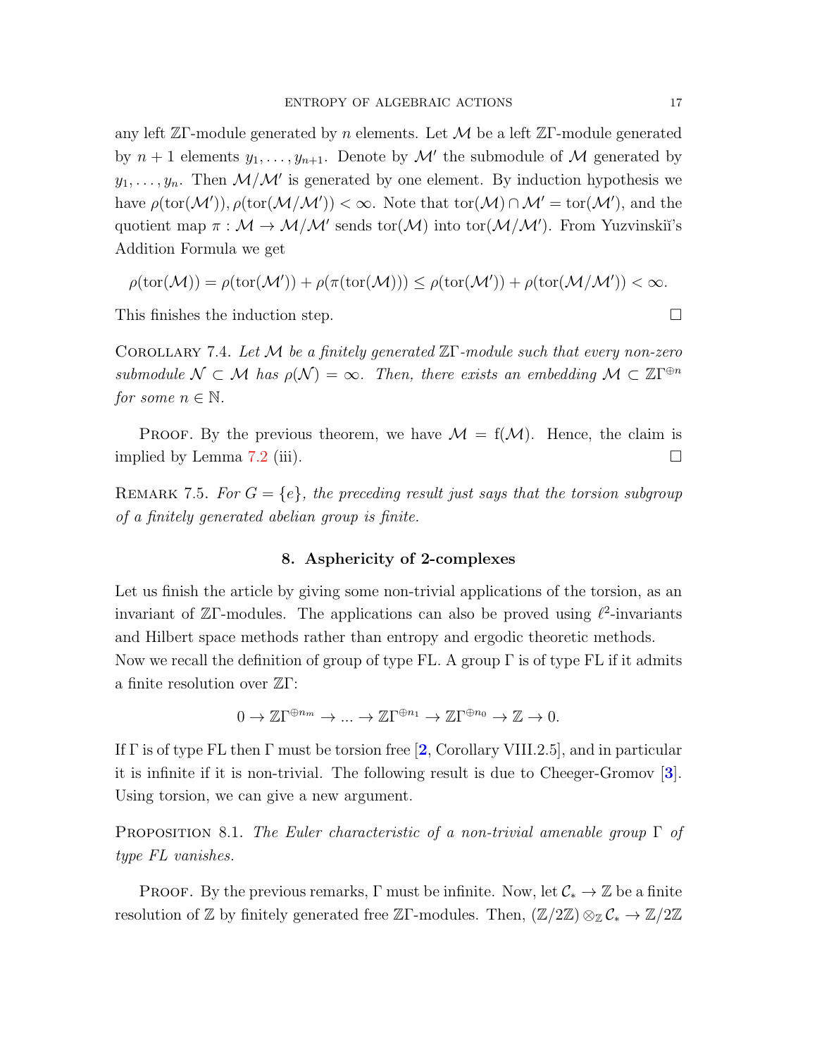any left $\mathbb{Z}\Gamma$-module generated by $n$ elements. Let $\mathcal{M}$ be a left $\mathbb{Z}\Gamma$-module generated by $n+1$ elements $y_1, \ldots, y_{n+1}$. Denote by $\mathcal{M}'$ the submodule of $\mathcal{M}$ generated by $y_1, \ldots, y_n$. Then $\mathcal{M}/\mathcal{M}'$ is generated by one element. By induction hypothesis we have $\rho(\mathrm{tor}(\mathcal{M}')), \rho(\mathrm{tor}(\mathcal{M}/\mathcal{M}')) < \infty$. Note that $\mathrm{tor}(\mathcal{M}) \cap \mathcal{M}' = \mathrm{tor}(\mathcal{M}')$, and the quotient map $\pi : \mathcal{M} \to \mathcal{M}/\mathcal{M}'$ sends $\mathrm{tor}(\mathcal{M})$ into $\mathrm{tor}(\mathcal{M}/\mathcal{M}')$. From Yuzvinskiĭ's Addition Formula we get

$$\rho(\mathrm{tor}(\mathcal{M})) = \rho(\mathrm{tor}(\mathcal{M}')) + \rho(\pi(\mathrm{tor}(\mathcal{M}))) \le \rho(\mathrm{tor}(\mathcal{M}')) + \rho(\mathrm{tor}(\mathcal{M}/\mathcal{M}')) < \infty.$$

This finishes the induction step. □

Corollary 7.4. *Let $\mathcal{M}$ be a finitely generated $\mathbb{Z}\Gamma$-module such that every non-zero submodule $\mathcal{N} \subset \mathcal{M}$ has $\rho(\mathcal{N}) = \infty$. Then, there exists an embedding $\mathcal{M} \subset \mathbb{Z}\Gamma^{\oplus n}$ for some $n \in \mathbb{N}$.*

Proof. By the previous theorem, we have $\mathcal{M} = \mathrm{f}(\mathcal{M})$. Hence, the claim is implied by Lemma 7.2 (iii). □

Remark 7.5. *For $G = \{e\}$, the preceding result just says that the torsion subgroup of a finitely generated abelian group is finite.*

## 8. Asphericity of 2-complexes

Let us finish the article by giving some non-trivial applications of the torsion, as an invariant of $\mathbb{Z}\Gamma$-modules. The applications can also be proved using $\ell^2$-invariants and Hilbert space methods rather than entropy and ergodic theoretic methods.

Now we recall the definition of group of type FL. A group $\Gamma$ is of type FL if it admits a finite resolution over $\mathbb{Z}\Gamma$:

$$0 \to \mathbb{Z}\Gamma^{\oplus n_m} \to \ldots \to \mathbb{Z}\Gamma^{\oplus n_1} \to \mathbb{Z}\Gamma^{\oplus n_0} \to \mathbb{Z} \to 0.$$

If $\Gamma$ is of type FL then $\Gamma$ must be torsion free [2, Corollary VIII.2.5], and in particular it is infinite if it is non-trivial. The following result is due to Cheeger-Gromov [3]. Using torsion, we can give a new argument.

Proposition 8.1. *The Euler characteristic of a non-trivial amenable group $\Gamma$ of type FL vanishes.*

Proof. By the previous remarks, $\Gamma$ must be infinite. Now, let $\mathcal{C}_* \to \mathbb{Z}$ be a finite resolution of $\mathbb{Z}$ by finitely generated free $\mathbb{Z}\Gamma$-modules. Then, $(\mathbb{Z}/2\mathbb{Z}) \otimes_{\mathbb{Z}} \mathcal{C}_* \to \mathbb{Z}/2\mathbb{Z}$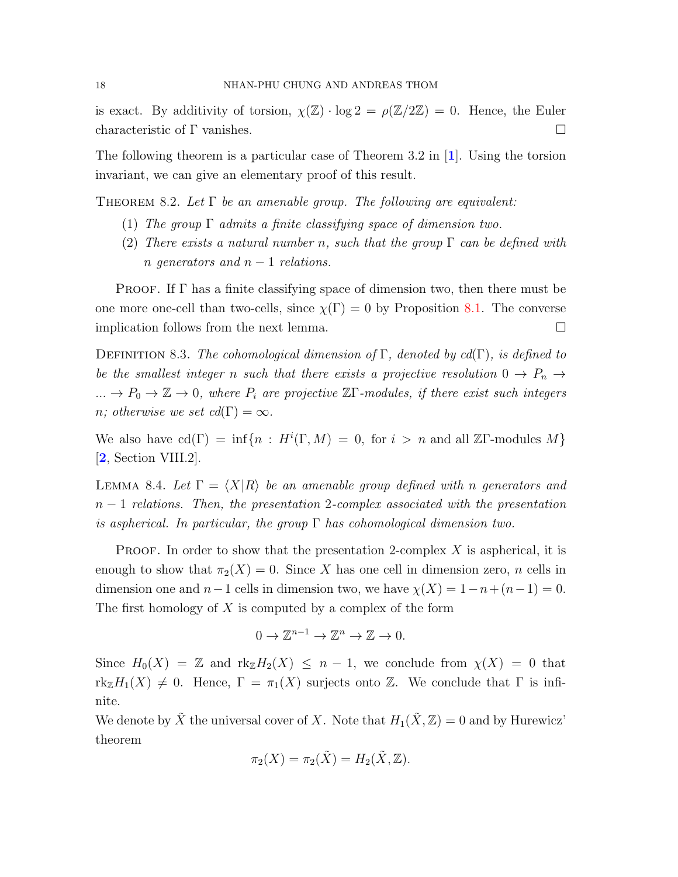is exact. By additivity of torsion, $\chi(\mathbb{Z}) \cdot \log 2 = \rho(\mathbb{Z}/2\mathbb{Z}) = 0$. Hence, the Euler characteristic of $\Gamma$ vanishes. $\square$

The following theorem is a particular case of Theorem 3.2 in [1]. Using the torsion invariant, we can give an elementary proof of this result.

Theorem 8.2. *Let $\Gamma$ be an amenable group. The following are equivalent:*

1. *The group $\Gamma$ admits a finite classifying space of dimension two.*
2. *There exists a natural number $n$, such that the group $\Gamma$ can be defined with $n$ generators and $n-1$ relations.*

Proof. If $\Gamma$ has a finite classifying space of dimension two, then there must be one more one-cell than two-cells, since $\chi(\Gamma) = 0$ by Proposition 8.1. The converse implication follows from the next lemma. $\square$

Definition 8.3. *The cohomological dimension of $\Gamma$, denoted by $cd(\Gamma)$, is defined to be the smallest integer $n$ such that there exists a projective resolution $0 \to P_n \to \ldots \to P_0 \to \mathbb{Z} \to 0$, where $P_i$ are projective $\mathbb{Z}\Gamma$-modules, if there exist such integers $n$; otherwise we set $cd(\Gamma) = \infty$.*

We also have $\mathrm{cd}(\Gamma) = \inf\{n : H^i(\Gamma, M) = 0, \text{ for } i > n \text{ and all } \mathbb{Z}\Gamma\text{-modules } M\}$ [2, Section VIII.2].

Lemma 8.4. *Let $\Gamma = \langle X | R \rangle$ be an amenable group defined with $n$ generators and $n-1$ relations. Then, the presentation 2-complex associated with the presentation is aspherical. In particular, the group $\Gamma$ has cohomological dimension two.*

Proof. In order to show that the presentation 2-complex $X$ is aspherical, it is enough to show that $\pi_2(X) = 0$. Since $X$ has one cell in dimension zero, $n$ cells in dimension one and $n-1$ cells in dimension two, we have $\chi(X) = 1 - n + (n-1) = 0$. The first homology of $X$ is computed by a complex of the form

$$0 \to \mathbb{Z}^{n-1} \to \mathbb{Z}^n \to \mathbb{Z} \to 0.$$

Since $H_0(X) = \mathbb{Z}$ and $\mathrm{rk}_{\mathbb{Z}} H_2(X) \leq n-1$, we conclude from $\chi(X) = 0$ that $\mathrm{rk}_{\mathbb{Z}} H_1(X) \neq 0$. Hence, $\Gamma = \pi_1(X)$ surjects onto $\mathbb{Z}$. We conclude that $\Gamma$ is infinite.

We denote by $\tilde{X}$ the universal cover of $X$. Note that $H_1(\tilde{X}, \mathbb{Z}) = 0$ and by Hurewicz' theorem

$$\pi_2(X) = \pi_2(\tilde{X}) = H_2(\tilde{X}, \mathbb{Z}).$$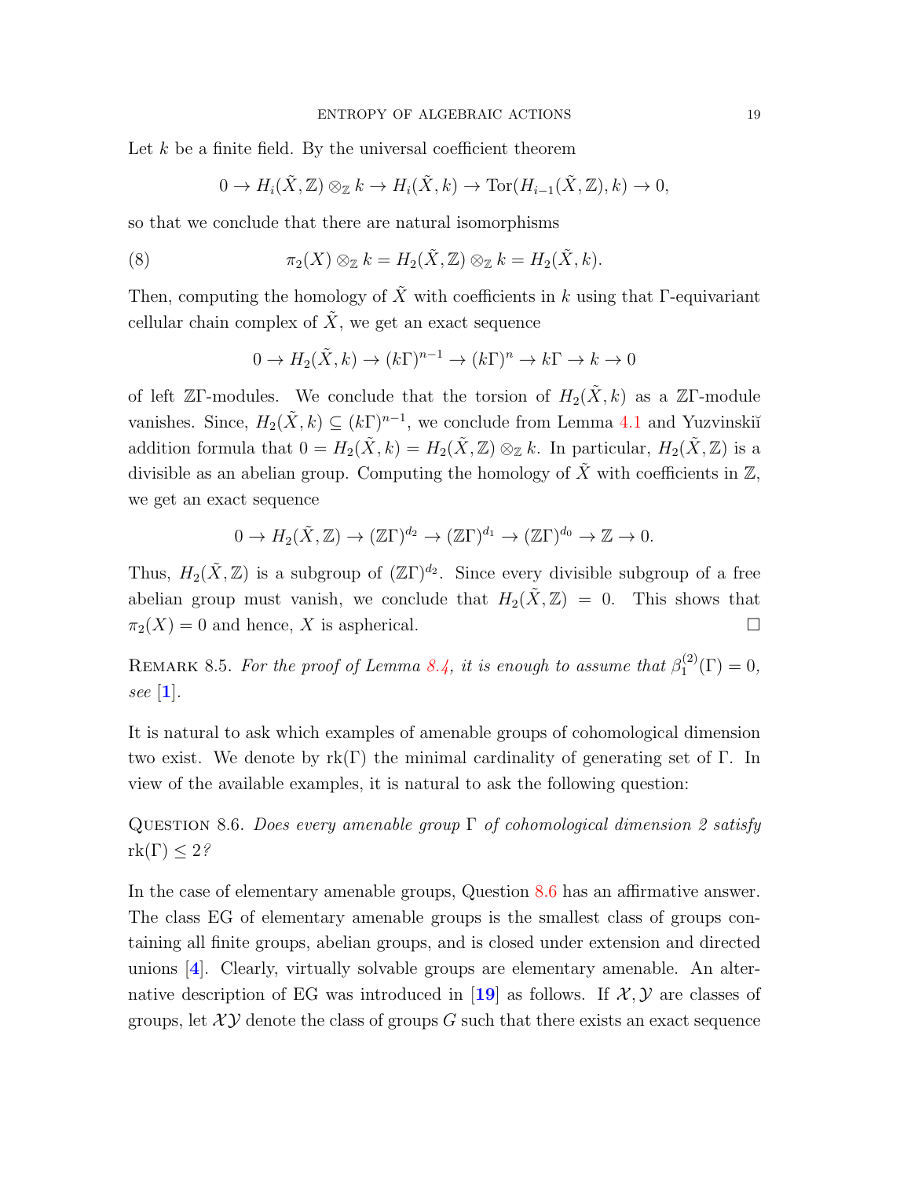Let $k$ be a finite field. By the universal coefficient theorem

$$0 \to H_i(\tilde{X}, \mathbb{Z}) \otimes_{\mathbb{Z}} k \to H_i(\tilde{X}, k) \to \operatorname{Tor}(H_{i-1}(\tilde{X}, \mathbb{Z}), k) \to 0,$$

so that we conclude that there are natural isomorphisms

$$\pi_2(X) \otimes_{\mathbb{Z}} k = H_2(\tilde{X}, \mathbb{Z}) \otimes_{\mathbb{Z}} k = H_2(\tilde{X}, k). \tag{8}$$

Then, computing the homology of $\tilde{X}$ with coefficients in $k$ using that $\Gamma$-equivariant cellular chain complex of $\tilde{X}$, we get an exact sequence

$$0 \to H_2(\tilde{X}, k) \to (k\Gamma)^{n-1} \to (k\Gamma)^n \to k\Gamma \to k \to 0$$

of left $\mathbb{Z}\Gamma$-modules. We conclude that the torsion of $H_2(\tilde{X}, k)$ as a $\mathbb{Z}\Gamma$-module vanishes. Since, $H_2(\tilde{X}, k) \subseteq (k\Gamma)^{n-1}$, we conclude from Lemma 4.1 and Yuzvinskiĭ addition formula that $0 = H_2(\tilde{X}, k) = H_2(\tilde{X}, \mathbb{Z}) \otimes_{\mathbb{Z}} k$. In particular, $H_2(\tilde{X}, \mathbb{Z})$ is a divisible as an abelian group. Computing the homology of $\tilde{X}$ with coefficients in $\mathbb{Z}$, we get an exact sequence

$$0 \to H_2(\tilde{X}, \mathbb{Z}) \to (\mathbb{Z}\Gamma)^{d_2} \to (\mathbb{Z}\Gamma)^{d_1} \to (\mathbb{Z}\Gamma)^{d_0} \to \mathbb{Z} \to 0.$$

Thus, $H_2(\tilde{X}, \mathbb{Z})$ is a subgroup of $(\mathbb{Z}\Gamma)^{d_2}$. Since every divisible subgroup of a free abelian group must vanish, we conclude that $H_2(\tilde{X}, \mathbb{Z}) = 0$. This shows that $\pi_2(X) = 0$ and hence, $X$ is aspherical. □

Remark 8.5. *For the proof of Lemma 8.4, it is enough to assume that $\beta_1^{(2)}(\Gamma) = 0$, see* [**1**].

It is natural to ask which examples of amenable groups of cohomological dimension two exist. We denote by $\operatorname{rk}(\Gamma)$ the minimal cardinality of generating set of $\Gamma$. In view of the available examples, it is natural to ask the following question:

Question 8.6. *Does every amenable group $\Gamma$ of cohomological dimension 2 satisfy $\operatorname{rk}(\Gamma) \leq 2$?*

In the case of elementary amenable groups, Question 8.6 has an affirmative answer. The class EG of elementary amenable groups is the smallest class of groups containing all finite groups, abelian groups, and is closed under extension and directed unions [**4**]. Clearly, virtually solvable groups are elementary amenable. An alternative description of EG was introduced in [**19**] as follows. If $\mathcal{X}, \mathcal{Y}$ are classes of groups, let $\mathcal{X}\mathcal{Y}$ denote the class of groups $G$ such that there exists an exact sequence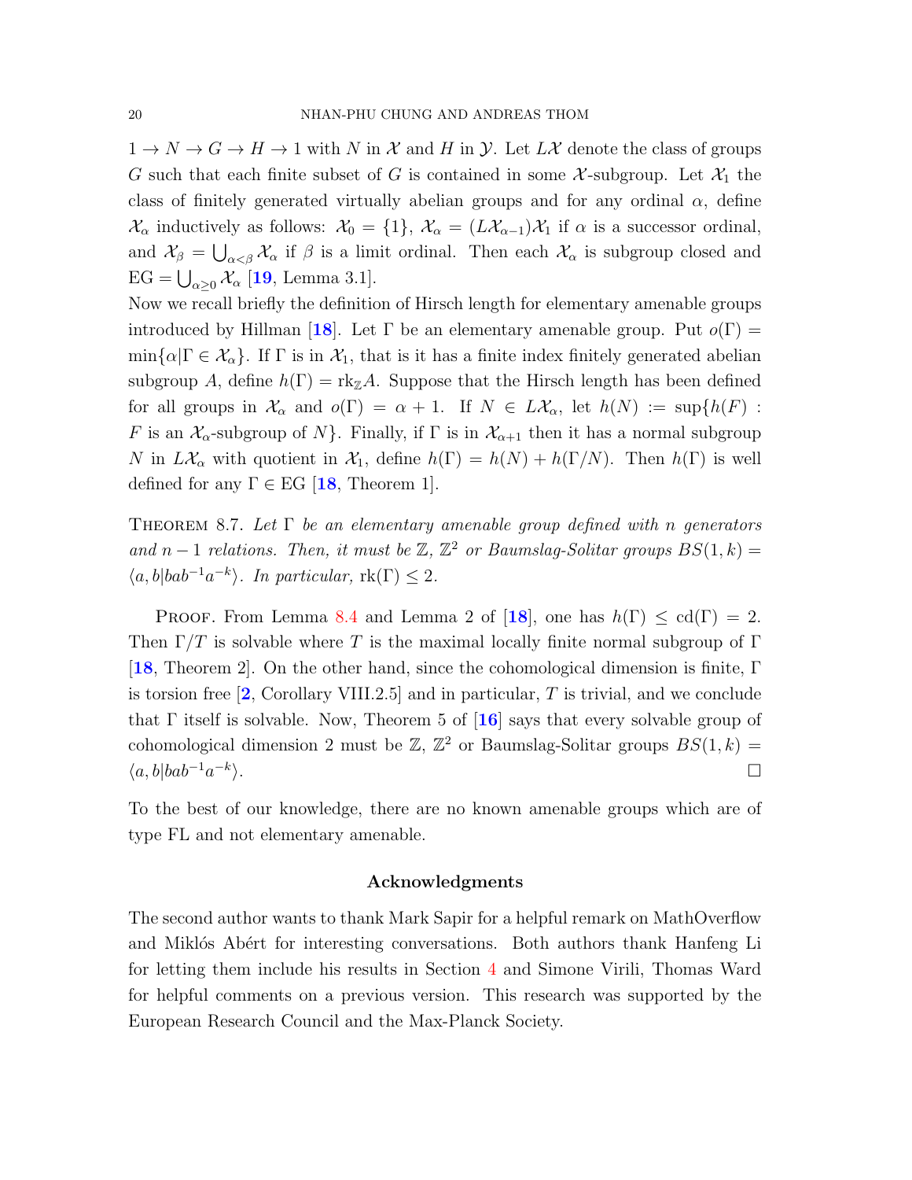$1 \to N \to G \to H \to 1$ with $N$ in $\mathcal{X}$ and $H$ in $\mathcal{Y}$. Let $L\mathcal{X}$ denote the class of groups $G$ such that each finite subset of $G$ is contained in some $\mathcal{X}$-subgroup. Let $\mathcal{X}_1$ the class of finitely generated virtually abelian groups and for any ordinal $\alpha$, define $\mathcal{X}_\alpha$ inductively as follows: $\mathcal{X}_0 = \{1\}$, $\mathcal{X}_\alpha = (L\mathcal{X}_{\alpha-1})\mathcal{X}_1$ if $\alpha$ is a successor ordinal, and $\mathcal{X}_\beta = \bigcup_{\alpha<\beta} \mathcal{X}_\alpha$ if $\beta$ is a limit ordinal. Then each $\mathcal{X}_\alpha$ is subgroup closed and $\mathrm{EG} = \bigcup_{\alpha \geq 0} \mathcal{X}_\alpha$ [**19**, Lemma 3.1].
Now we recall briefly the definition of Hirsch length for elementary amenable groups introduced by Hillman [**18**]. Let $\Gamma$ be an elementary amenable group. Put $o(\Gamma) = \min\{\alpha | \Gamma \in \mathcal{X}_\alpha\}$. If $\Gamma$ is in $\mathcal{X}_1$, that is it has a finite index finitely generated abelian subgroup $A$, define $h(\Gamma) = \mathrm{rk}_{\mathbb{Z}} A$. Suppose that the Hirsch length has been defined for all groups in $\mathcal{X}_\alpha$ and $o(\Gamma) = \alpha + 1$. If $N \in L\mathcal{X}_\alpha$, let $h(N) := \sup\{h(F) :$ $F$ is an $\mathcal{X}_\alpha$-subgroup of $N\}$. Finally, if $\Gamma$ is in $\mathcal{X}_{\alpha+1}$ then it has a normal subgroup $N$ in $L\mathcal{X}_\alpha$ with quotient in $\mathcal{X}_1$, define $h(\Gamma) = h(N) + h(\Gamma/N)$. Then $h(\Gamma)$ is well defined for any $\Gamma \in \mathrm{EG}$ [**18**, Theorem 1].

THEOREM 8.7. *Let $\Gamma$ be an elementary amenable group defined with $n$ generators and $n-1$ relations. Then, it must be $\mathbb{Z}$, $\mathbb{Z}^2$ or Baumslag-Solitar groups $BS(1,k) = \langle a, b | bab^{-1}a^{-k} \rangle$. In particular,* $\mathrm{rk}(\Gamma) \leq 2$.

PROOF. From Lemma 8.4 and Lemma 2 of [**18**], one has $h(\Gamma) \leq \mathrm{cd}(\Gamma) = 2$. Then $\Gamma/T$ is solvable where $T$ is the maximal locally finite normal subgroup of $\Gamma$ [**18**, Theorem 2]. On the other hand, since the cohomological dimension is finite, $\Gamma$ is torsion free [**2**, Corollary VIII.2.5] and in particular, $T$ is trivial, and we conclude that $\Gamma$ itself is solvable. Now, Theorem 5 of [**16**] says that every solvable group of cohomological dimension 2 must be $\mathbb{Z}$, $\mathbb{Z}^2$ or Baumslag-Solitar groups $BS(1,k) = \langle a, b | bab^{-1}a^{-k} \rangle$. □

To the best of our knowledge, there are no known amenable groups which are of type FL and not elementary amenable.

## Acknowledgments

The second author wants to thank Mark Sapir for a helpful remark on MathOverflow and Miklós Abért for interesting conversations. Both authors thank Hanfeng Li for letting them include his results in Section 4 and Simone Virili, Thomas Ward for helpful comments on a previous version. This research was supported by the European Research Council and the Max-Planck Society.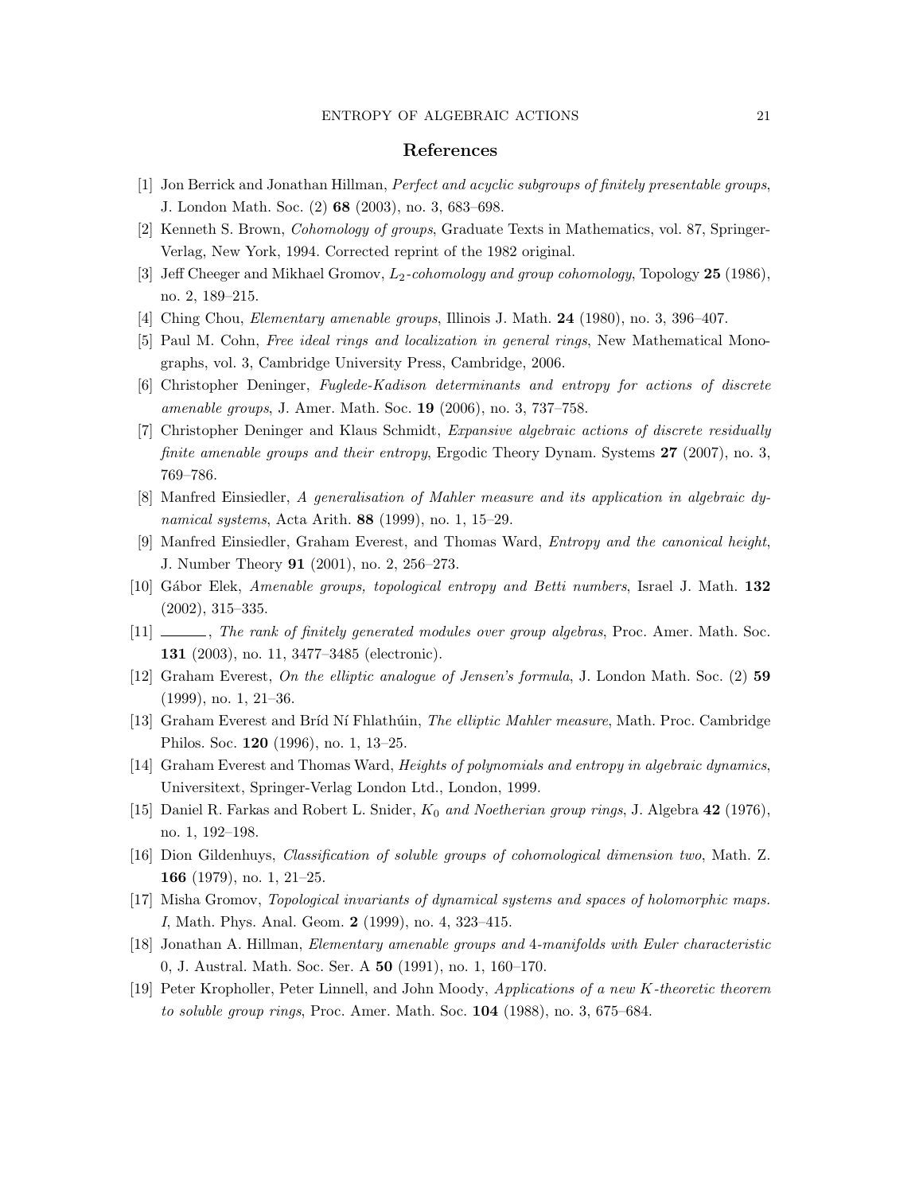## References

[1] Jon Berrick and Jonathan Hillman, *Perfect and acyclic subgroups of finitely presentable groups*, J. London Math. Soc. (2) **68** (2003), no. 3, 683–698.

[2] Kenneth S. Brown, *Cohomology of groups*, Graduate Texts in Mathematics, vol. 87, Springer-Verlag, New York, 1994. Corrected reprint of the 1982 original.

[3] Jeff Cheeger and Mikhael Gromov, *$L_2$-cohomology and group cohomology*, Topology **25** (1986), no. 2, 189–215.

[4] Ching Chou, *Elementary amenable groups*, Illinois J. Math. **24** (1980), no. 3, 396–407.

[5] Paul M. Cohn, *Free ideal rings and localization in general rings*, New Mathematical Monographs, vol. 3, Cambridge University Press, Cambridge, 2006.

[6] Christopher Deninger, *Fuglede-Kadison determinants and entropy for actions of discrete amenable groups*, J. Amer. Math. Soc. **19** (2006), no. 3, 737–758.

[7] Christopher Deninger and Klaus Schmidt, *Expansive algebraic actions of discrete residually finite amenable groups and their entropy*, Ergodic Theory Dynam. Systems **27** (2007), no. 3, 769–786.

[8] Manfred Einsiedler, *A generalisation of Mahler measure and its application in algebraic dynamical systems*, Acta Arith. **88** (1999), no. 1, 15–29.

[9] Manfred Einsiedler, Graham Everest, and Thomas Ward, *Entropy and the canonical height*, J. Number Theory **91** (2001), no. 2, 256–273.

[10] Gábor Elek, *Amenable groups, topological entropy and Betti numbers*, Israel J. Math. **132** (2002), 315–335.

[11] ———, *The rank of finitely generated modules over group algebras*, Proc. Amer. Math. Soc. **131** (2003), no. 11, 3477–3485 (electronic).

[12] Graham Everest, *On the elliptic analogue of Jensen's formula*, J. London Math. Soc. (2) **59** (1999), no. 1, 21–36.

[13] Graham Everest and Bríd Ní Fhlathúin, *The elliptic Mahler measure*, Math. Proc. Cambridge Philos. Soc. **120** (1996), no. 1, 13–25.

[14] Graham Everest and Thomas Ward, *Heights of polynomials and entropy in algebraic dynamics*, Universitext, Springer-Verlag London Ltd., London, 1999.

[15] Daniel R. Farkas and Robert L. Snider, *$K_0$ and Noetherian group rings*, J. Algebra **42** (1976), no. 1, 192–198.

[16] Dion Gildenhuys, *Classification of soluble groups of cohomological dimension two*, Math. Z. **166** (1979), no. 1, 21–25.

[17] Misha Gromov, *Topological invariants of dynamical systems and spaces of holomorphic maps. I*, Math. Phys. Anal. Geom. **2** (1999), no. 4, 323–415.

[18] Jonathan A. Hillman, *Elementary amenable groups and 4-manifolds with Euler characteristic 0*, J. Austral. Math. Soc. Ser. A **50** (1991), no. 1, 160–170.

[19] Peter Kropholler, Peter Linnell, and John Moody, *Applications of a new $K$-theoretic theorem to soluble group rings*, Proc. Amer. Math. Soc. **104** (1988), no. 3, 675–684.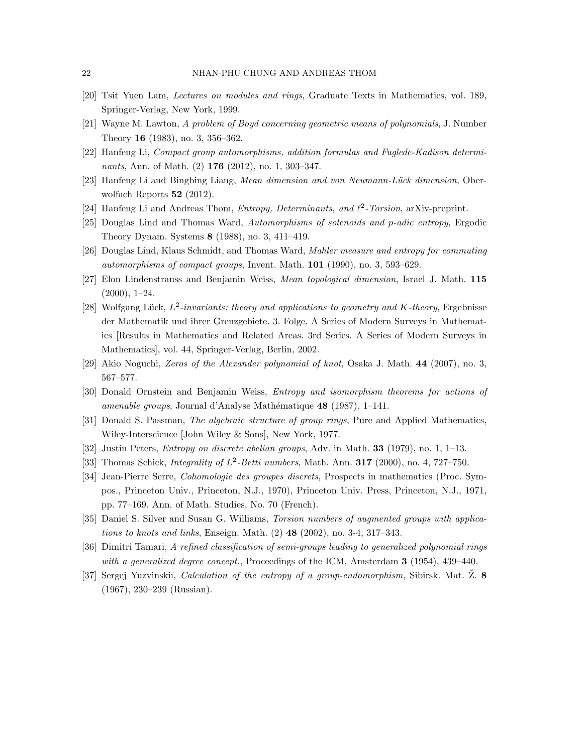[20] Tsit Yuen Lam, *Lectures on modules and rings*, Graduate Texts in Mathematics, vol. 189, Springer-Verlag, New York, 1999.

[21] Wayne M. Lawton, *A problem of Boyd concerning geometric means of polynomials*, J. Number Theory **16** (1983), no. 3, 356–362.

[22] Hanfeng Li, *Compact group automorphisms, addition formulas and Fuglede-Kadison determinants*, Ann. of Math. (2) **176** (2012), no. 1, 303–347.

[23] Hanfeng Li and Bingbing Liang, *Mean dimension and von Neumann-Lück dimension*, Oberwolfach Reports **52** (2012).

[24] Hanfeng Li and Andreas Thom, *Entropy, Determinants, and $\ell^2$-Torsion*, arXiv-preprint.

[25] Douglas Lind and Thomas Ward, *Automorphisms of solenoids and p-adic entropy*, Ergodic Theory Dynam. Systems **8** (1988), no. 3, 411–419.

[26] Douglas Lind, Klaus Schmidt, and Thomas Ward, *Mahler measure and entropy for commuting automorphisms of compact groups*, Invent. Math. **101** (1990), no. 3, 593–629.

[27] Elon Lindenstrauss and Benjamin Weiss, *Mean topological dimension*, Israel J. Math. **115** (2000), 1–24.

[28] Wolfgang Lück, *$L^2$-invariants: theory and applications to geometry and K-theory*, Ergebnisse der Mathematik und ihrer Grenzgebiete. 3. Folge. A Series of Modern Surveys in Mathematics [Results in Mathematics and Related Areas. 3rd Series. A Series of Modern Surveys in Mathematics], vol. 44, Springer-Verlag, Berlin, 2002.

[29] Akio Noguchi, *Zeros of the Alexander polynomial of knot*, Osaka J. Math. **44** (2007), no. 3, 567–577.

[30] Donald Ornstein and Benjamin Weiss, *Entropy and isomorphism theorems for actions of amenable groups*, Journal d'Analyse Mathématique **48** (1987), 1–141.

[31] Donald S. Passman, *The algebraic structure of group rings*, Pure and Applied Mathematics, Wiley-Interscience [John Wiley & Sons], New York, 1977.

[32] Justin Peters, *Entropy on discrete abelian groups*, Adv. in Math. **33** (1979), no. 1, 1–13.

[33] Thomas Schick, *Integrality of $L^2$-Betti numbers*, Math. Ann. **317** (2000), no. 4, 727–750.

[34] Jean-Pierre Serre, *Cohomologie des groupes discrets*, Prospects in mathematics (Proc. Sympos., Princeton Univ., Princeton, N.J., 1970), Princeton Univ. Press, Princeton, N.J., 1971, pp. 77–169. Ann. of Math. Studies, No. 70 (French).

[35] Daniel S. Silver and Susan G. Williams, *Torsion numbers of augmented groups with applications to knots and links*, Enseign. Math. (2) **48** (2002), no. 3-4, 317–343.

[36] Dimitri Tamari, *A refined classification of semi-groups leading to generalized polynomial rings with a generalized degree concept.*, Proceedings of the ICM, Amsterdam **3** (1954), 439–440.

[37] Sergej Yuzvinskiĭ, *Calculation of the entropy of a group-endomorphism*, Sibirsk. Mat. Ž. **8** (1967), 230–239 (Russian).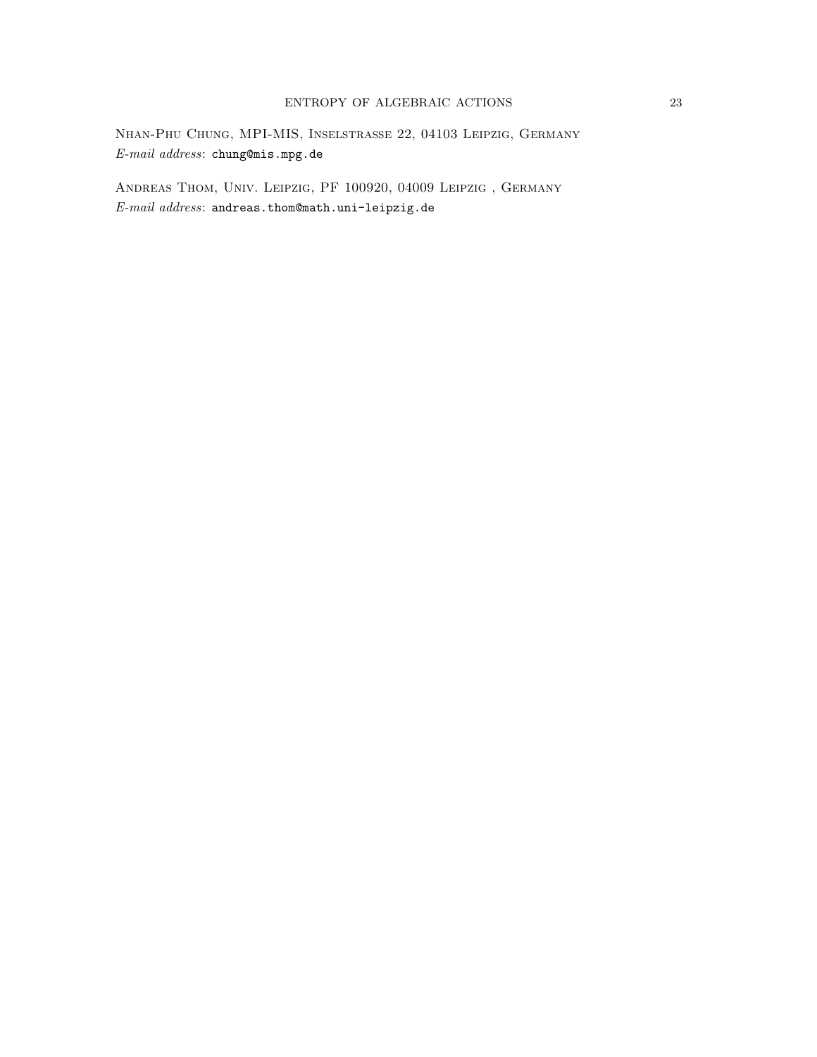Nhan-Phu Chung, MPI-MIS, Inselstrasse 22, 04103 Leipzig, Germany
*E-mail address*: chung@mis.mpg.de

Andreas Thom, Univ. Leipzig, PF 100920, 04009 Leipzig , Germany
*E-mail address*: andreas.thom@math.uni-leipzig.de